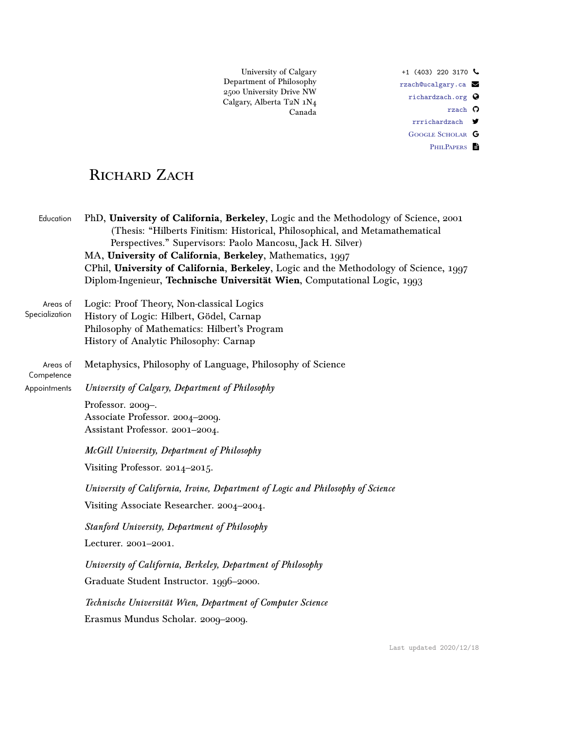University of Calgary
Department of Philosophy
2500 University Drive NW
Calgary, Alberta T2N 1N4
Canada

+1 (403) 220 3170
rzach@ucalgary.ca
richardzach.org
rzach
rrrichardzach
Google Scholar
PhilPapers

# Richard Zach

## Education

PhD, **University of California**, **Berkeley**, Logic and the Methodology of Science, 2001
(Thesis: "Hilberts Finitism: Historical, Philosophical, and Metamathematical Perspectives." Supervisors: Paolo Mancosu, Jack H. Silver)
MA, **University of California**, **Berkeley**, Mathematics, 1997
CPhil, **University of California**, **Berkeley**, Logic and the Methodology of Science, 1997
Diplom-Ingenieur, **Technische Universität Wien**, Computational Logic, 1993

## Areas of Specialization

Logic: Proof Theory, Non-classical Logics
History of Logic: Hilbert, Gödel, Carnap
Philosophy of Mathematics: Hilbert's Program
History of Analytic Philosophy: Carnap

## Areas of Competence

Metaphysics, Philosophy of Language, Philosophy of Science

## Appointments

*University of Calgary, Department of Philosophy*

Professor. 2009–.
Associate Professor. 2004–2009.
Assistant Professor. 2001–2004.

*McGill University, Department of Philosophy*

Visiting Professor. 2014–2015.

*University of California, Irvine, Department of Logic and Philosophy of Science*

Visiting Associate Researcher. 2004–2004.

*Stanford University, Department of Philosophy*

Lecturer. 2001–2001.

*University of California, Berkeley, Department of Philosophy*

Graduate Student Instructor. 1996–2000.

*Technische Universität Wien, Department of Computer Science*

Erasmus Mundus Scholar. 2009–2009.

Last updated 2020/12/18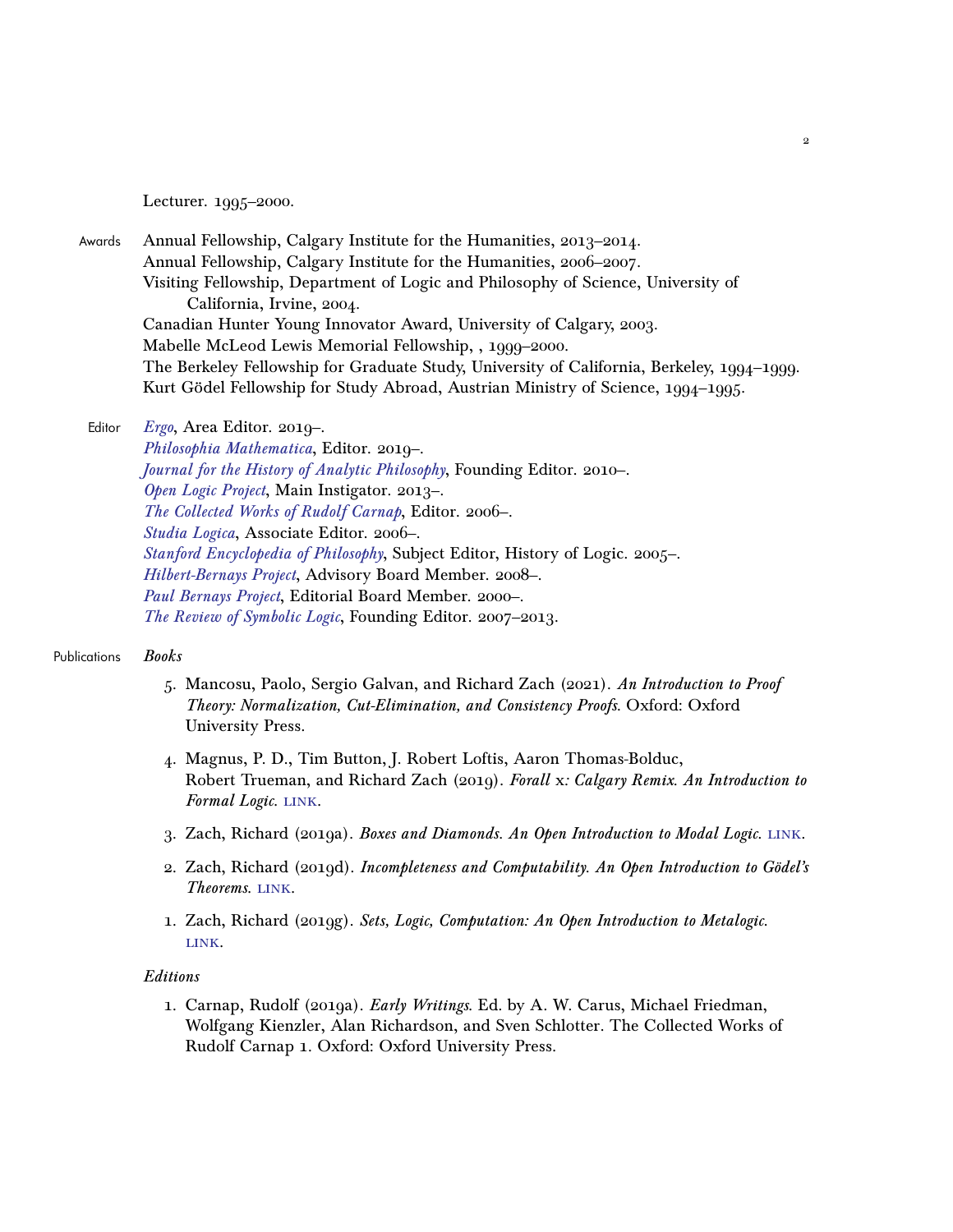Lecturer. 1995–2000.

**Awards**

Annual Fellowship, Calgary Institute for the Humanities, 2013–2014.
Annual Fellowship, Calgary Institute for the Humanities, 2006–2007.
Visiting Fellowship, Department of Logic and Philosophy of Science, University of California, Irvine, 2004.
Canadian Hunter Young Innovator Award, University of Calgary, 2003.
Mabelle McLeod Lewis Memorial Fellowship, , 1999–2000.
The Berkeley Fellowship for Graduate Study, University of California, Berkeley, 1994–1999.
Kurt Gödel Fellowship for Study Abroad, Austrian Ministry of Science, 1994–1995.

**Editor**

*Ergo*, Area Editor. 2019–.
*Philosophia Mathematica*, Editor. 2019–.
*Journal for the History of Analytic Philosophy*, Founding Editor. 2010–.
*Open Logic Project*, Main Instigator. 2013–.
*The Collected Works of Rudolf Carnap*, Editor. 2006–.
*Studia Logica*, Associate Editor. 2006–.
*Stanford Encyclopedia of Philosophy*, Subject Editor, History of Logic. 2005–.
*Hilbert-Bernays Project*, Advisory Board Member. 2008–.
*Paul Bernays Project*, Editorial Board Member. 2000–.
*The Review of Symbolic Logic*, Founding Editor. 2007–2013.

**Publications**

*Books*

5. Mancosu, Paolo, Sergio Galvan, and Richard Zach (2021). *An Introduction to Proof Theory: Normalization, Cut-Elimination, and Consistency Proofs.* Oxford: Oxford University Press.

4. Magnus, P. D., Tim Button, J. Robert Loftis, Aaron Thomas-Bolduc, Robert Trueman, and Richard Zach (2019). *Forall* x*: Calgary Remix. An Introduction to Formal Logic.* LINK.

3. Zach, Richard (2019a). *Boxes and Diamonds. An Open Introduction to Modal Logic.* LINK.

2. Zach, Richard (2019d). *Incompleteness and Computability. An Open Introduction to Gödel's Theorems.* LINK.

1. Zach, Richard (2019g). *Sets, Logic, Computation: An Open Introduction to Metalogic.* LINK.

*Editions*

1. Carnap, Rudolf (2019a). *Early Writings.* Ed. by A. W. Carus, Michael Friedman, Wolfgang Kienzler, Alan Richardson, and Sven Schlotter. The Collected Works of Rudolf Carnap 1. Oxford: Oxford University Press.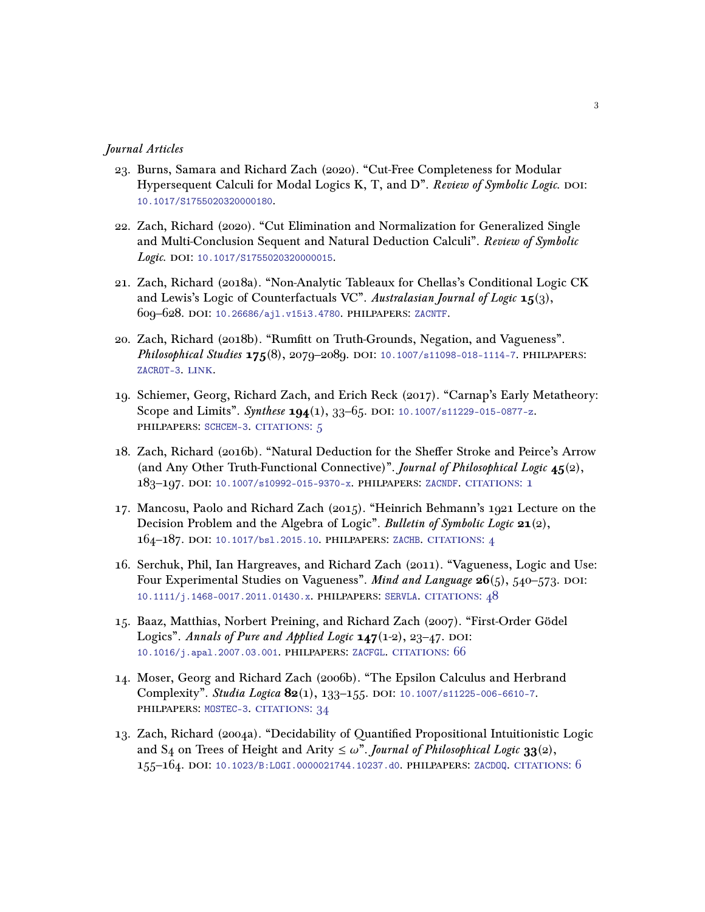*Journal Articles*

23. Burns, Samara and Richard Zach (2020). "Cut-Free Completeness for Modular Hypersequent Calculi for Modal Logics K, T, and D". *Review of Symbolic Logic.* DOI: 10.1017/S1755020320000180.

22. Zach, Richard (2020). "Cut Elimination and Normalization for Generalized Single and Multi-Conclusion Sequent and Natural Deduction Calculi". *Review of Symbolic Logic.* DOI: 10.1017/S1755020320000015.

21. Zach, Richard (2018a). "Non-Analytic Tableaux for Chellas's Conditional Logic CK and Lewis's Logic of Counterfactuals VC". *Australasian Journal of Logic* **15**(3), 609–628. DOI: 10.26686/ajl.v15i3.4780. PHILPAPERS: ZACNTF.

20. Zach, Richard (2018b). "Rumfitt on Truth-Grounds, Negation, and Vagueness". *Philosophical Studies* **175**(8), 2079–2089. DOI: 10.1007/s11098-018-1114-7. PHILPAPERS: ZACROT-3. LINK.

19. Schiemer, Georg, Richard Zach, and Erich Reck (2017). "Carnap's Early Metatheory: Scope and Limits". *Synthese* **194**(1), 33–65. DOI: 10.1007/s11229-015-0877-z. PHILPAPERS: SCHCEM-3. CITATIONS: 5

18. Zach, Richard (2016b). "Natural Deduction for the Sheffer Stroke and Peirce's Arrow (and Any Other Truth-Functional Connective)". *Journal of Philosophical Logic* **45**(2), 183–197. DOI: 10.1007/s10992-015-9370-x. PHILPAPERS: ZACNDF. CITATIONS: 1

17. Mancosu, Paolo and Richard Zach (2015). "Heinrich Behmann's 1921 Lecture on the Decision Problem and the Algebra of Logic". *Bulletin of Symbolic Logic* **21**(2), 164–187. DOI: 10.1017/bsl.2015.10. PHILPAPERS: ZACHB. CITATIONS: 4

16. Serchuk, Phil, Ian Hargreaves, and Richard Zach (2011). "Vagueness, Logic and Use: Four Experimental Studies on Vagueness". *Mind and Language* **26**(5), 540–573. DOI: 10.1111/j.1468-0017.2011.01430.x. PHILPAPERS: SERVLA. CITATIONS: 48

15. Baaz, Matthias, Norbert Preining, and Richard Zach (2007). "First-Order Gödel Logics". *Annals of Pure and Applied Logic* **147**(1-2), 23–47. DOI: 10.1016/j.apal.2007.03.001. PHILPAPERS: ZACFGL. CITATIONS: 66

14. Moser, Georg and Richard Zach (2006b). "The Epsilon Calculus and Herbrand Complexity". *Studia Logica* **82**(1), 133–155. DOI: 10.1007/s11225-006-6610-7. PHILPAPERS: MOSTEC-3. CITATIONS: 34

13. Zach, Richard (2004a). "Decidability of Quantified Propositional Intuitionistic Logic and S4 on Trees of Height and Arity $\leq \omega$". *Journal of Philosophical Logic* **33**(2), 155–164. DOI: 10.1023/B:LOGI.0000021744.10237.d0. PHILPAPERS: ZACDOQ. CITATIONS: 6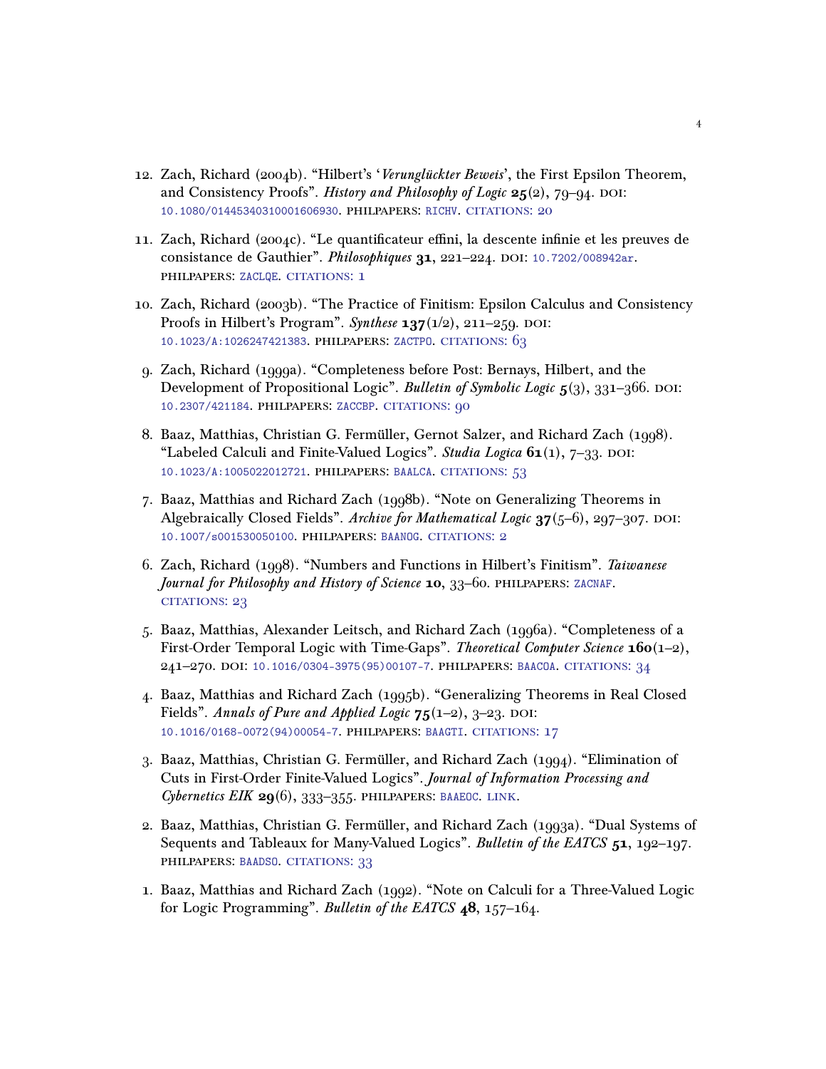12. Zach, Richard (2004b). "Hilbert's '*Verunglückter Beweis*', the First Epsilon Theorem, and Consistency Proofs". *History and Philosophy of Logic* **25**(2), 79–94. DOI: 10.1080/01445340310001606930. PHILPAPERS: RICHV. CITATIONS: 20

11. Zach, Richard (2004c). "Le quantificateur effini, la descente infinie et les preuves de consistance de Gauthier". *Philosophiques* **31**, 221–224. DOI: 10.7202/008942ar. PHILPAPERS: ZACLQE. CITATIONS: 1

10. Zach, Richard (2003b). "The Practice of Finitism: Epsilon Calculus and Consistency Proofs in Hilbert's Program". *Synthese* **137**(1/2), 211–259. DOI: 10.1023/A:1026247421383. PHILPAPERS: ZACTPO. CITATIONS: 63

9. Zach, Richard (1999a). "Completeness before Post: Bernays, Hilbert, and the Development of Propositional Logic". *Bulletin of Symbolic Logic* **5**(3), 331–366. DOI: 10.2307/421184. PHILPAPERS: ZACCBP. CITATIONS: 90

8. Baaz, Matthias, Christian G. Fermüller, Gernot Salzer, and Richard Zach (1998). "Labeled Calculi and Finite-Valued Logics". *Studia Logica* **61**(1), 7–33. DOI: 10.1023/A:1005022012721. PHILPAPERS: BAALCA. CITATIONS: 53

7. Baaz, Matthias and Richard Zach (1998b). "Note on Generalizing Theorems in Algebraically Closed Fields". *Archive for Mathematical Logic* **37**(5–6), 297–307. DOI: 10.1007/s001530050100. PHILPAPERS: BAANOG. CITATIONS: 2

6. Zach, Richard (1998). "Numbers and Functions in Hilbert's Finitism". *Taiwanese Journal for Philosophy and History of Science* **10**, 33–60. PHILPAPERS: ZACNAF. CITATIONS: 23

5. Baaz, Matthias, Alexander Leitsch, and Richard Zach (1996a). "Completeness of a First-Order Temporal Logic with Time-Gaps". *Theoretical Computer Science* **160**(1–2), 241–270. DOI: 10.1016/0304-3975(95)00107-7. PHILPAPERS: BAACOA. CITATIONS: 34

4. Baaz, Matthias and Richard Zach (1995b). "Generalizing Theorems in Real Closed Fields". *Annals of Pure and Applied Logic* **75**(1–2), 3–23. DOI: 10.1016/0168-0072(94)00054-7. PHILPAPERS: BAAGTI. CITATIONS: 17

3. Baaz, Matthias, Christian G. Fermüller, and Richard Zach (1994). "Elimination of Cuts in First-Order Finite-Valued Logics". *Journal of Information Processing and Cybernetics EIK* **29**(6), 333–355. PHILPAPERS: BAAEOC. LINK.

2. Baaz, Matthias, Christian G. Fermüller, and Richard Zach (1993a). "Dual Systems of Sequents and Tableaux for Many-Valued Logics". *Bulletin of the EATCS* **51**, 192–197. PHILPAPERS: BAADSO. CITATIONS: 33

1. Baaz, Matthias and Richard Zach (1992). "Note on Calculi for a Three-Valued Logic for Logic Programming". *Bulletin of the EATCS* **48**, 157–164.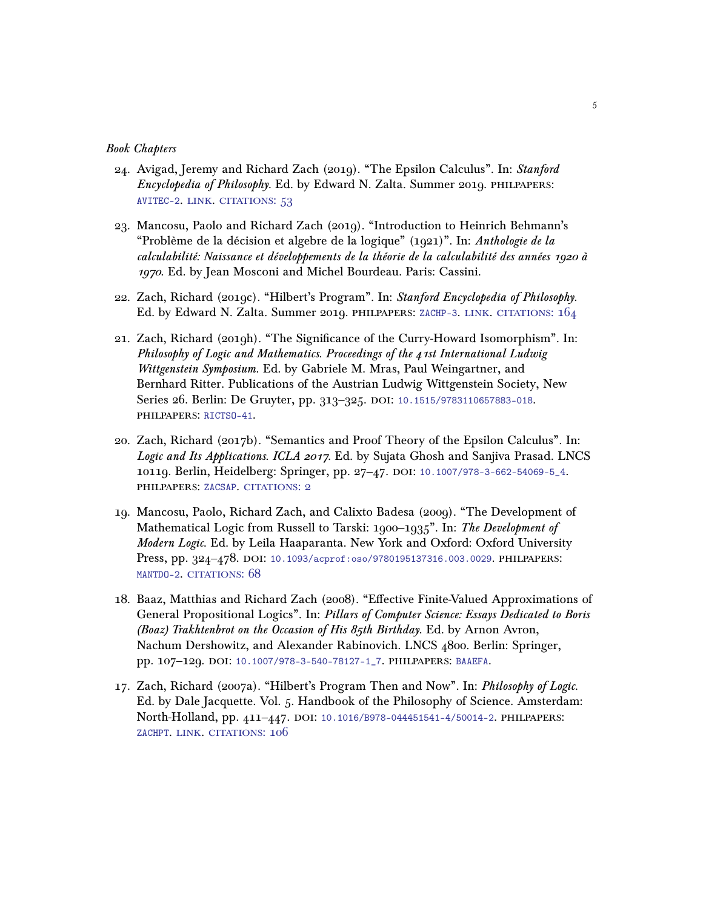*Book Chapters*

24. Avigad, Jeremy and Richard Zach (2019). "The Epsilon Calculus". In: *Stanford Encyclopedia of Philosophy*. Ed. by Edward N. Zalta. Summer 2019. PHILPAPERS: AVITEC-2. LINK. CITATIONS: 53

23. Mancosu, Paolo and Richard Zach (2019). "Introduction to Heinrich Behmann's "Problème de la décision et algebre de la logique" (1921)". In: *Anthologie de la calculabilité: Naissance et développements de la théorie de la calculabilité des années 1920 à 1970*. Ed. by Jean Mosconi and Michel Bourdeau. Paris: Cassini.

22. Zach, Richard (2019c). "Hilbert's Program". In: *Stanford Encyclopedia of Philosophy*. Ed. by Edward N. Zalta. Summer 2019. PHILPAPERS: ZACHP-3. LINK. CITATIONS: 164

21. Zach, Richard (2019h). "The Significance of the Curry-Howard Isomorphism". In: *Philosophy of Logic and Mathematics. Proceedings of the 41st International Ludwig Wittgenstein Symposium*. Ed. by Gabriele M. Mras, Paul Weingartner, and Bernhard Ritter. Publications of the Austrian Ludwig Wittgenstein Society, New Series 26. Berlin: De Gruyter, pp. 313–325. DOI: 10.1515/9783110657883-018. PHILPAPERS: RICTSO-41.

20. Zach, Richard (2017b). "Semantics and Proof Theory of the Epsilon Calculus". In: *Logic and Its Applications. ICLA 2017*. Ed. by Sujata Ghosh and Sanjiva Prasad. LNCS 10119. Berlin, Heidelberg: Springer, pp. 27–47. DOI: 10.1007/978-3-662-54069-5_4. PHILPAPERS: ZACSAP. CITATIONS: 2

19. Mancosu, Paolo, Richard Zach, and Calixto Badesa (2009). "The Development of Mathematical Logic from Russell to Tarski: 1900–1935". In: *The Development of Modern Logic*. Ed. by Leila Haaparanta. New York and Oxford: Oxford University Press, pp. 324–478. DOI: 10.1093/acprof:oso/9780195137316.003.0029. PHILPAPERS: MANTDO-2. CITATIONS: 68

18. Baaz, Matthias and Richard Zach (2008). "Effective Finite-Valued Approximations of General Propositional Logics". In: *Pillars of Computer Science: Essays Dedicated to Boris (Boaz) Trakhtenbrot on the Occasion of His 85th Birthday*. Ed. by Arnon Avron, Nachum Dershowitz, and Alexander Rabinovich. LNCS 4800. Berlin: Springer, pp. 107–129. DOI: 10.1007/978-3-540-78127-1_7. PHILPAPERS: BAAEFA.

17. Zach, Richard (2007a). "Hilbert's Program Then and Now". In: *Philosophy of Logic*. Ed. by Dale Jacquette. Vol. 5. Handbook of the Philosophy of Science. Amsterdam: North-Holland, pp. 411–447. DOI: 10.1016/B978-044451541-4/50014-2. PHILPAPERS: ZACHPT. LINK. CITATIONS: 106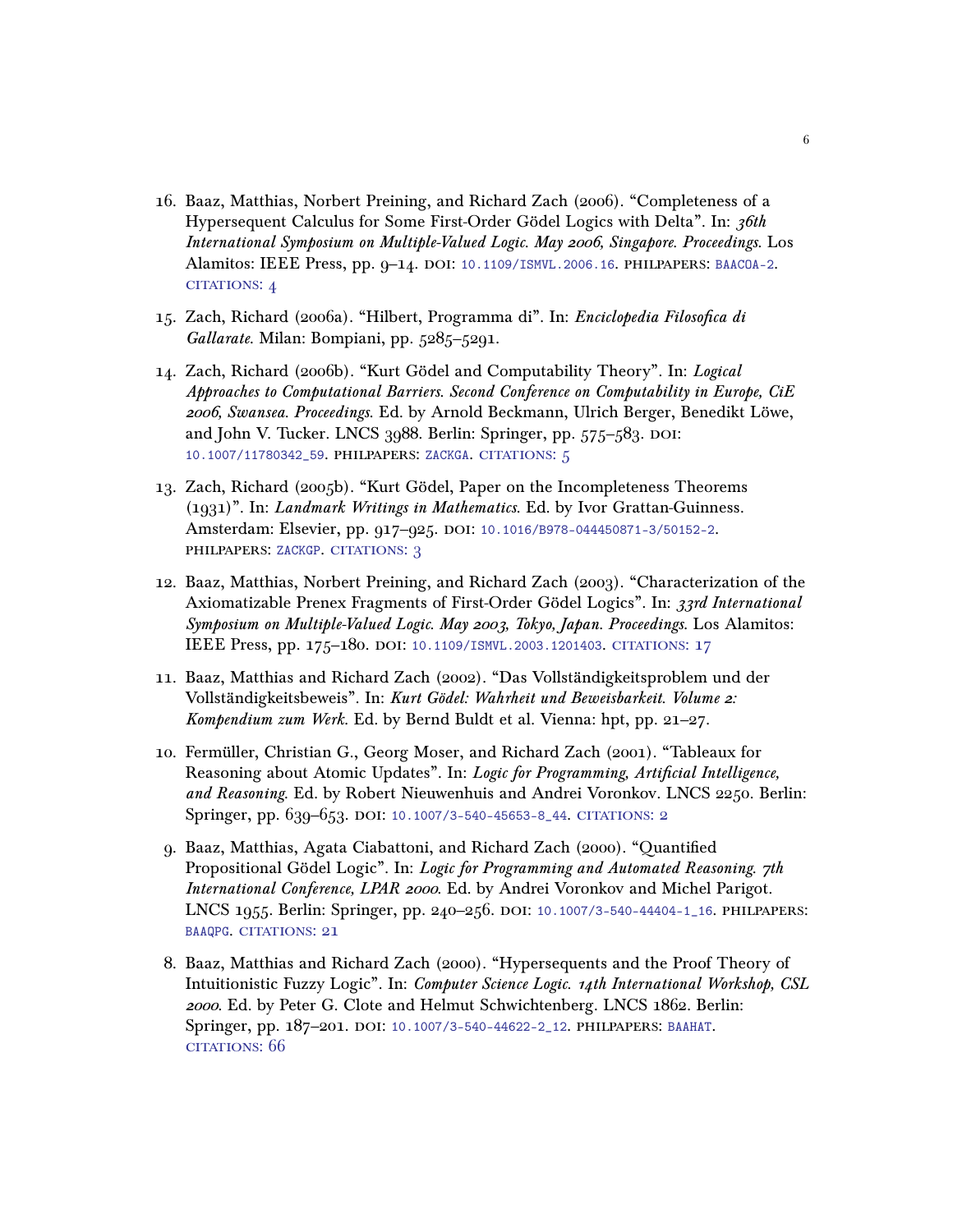16. Baaz, Matthias, Norbert Preining, and Richard Zach (2006). “Completeness of a Hypersequent Calculus for Some First-Order Gödel Logics with Delta”. In: *36th International Symposium on Multiple-Valued Logic. May 2006, Singapore. Proceedings.* Los Alamitos: IEEE Press, pp. 9–14. DOI: 10.1109/ISMVL.2006.16. PHILPAPERS: BAACOA-2. CITATIONS: 4

15. Zach, Richard (2006a). “Hilbert, Programma di”. In: *Enciclopedia Filosofica di Gallarate.* Milan: Bompiani, pp. 5285–5291.

14. Zach, Richard (2006b). “Kurt Gödel and Computability Theory”. In: *Logical Approaches to Computational Barriers. Second Conference on Computability in Europe, CiE 2006, Swansea. Proceedings.* Ed. by Arnold Beckmann, Ulrich Berger, Benedikt Löwe, and John V. Tucker. LNCS 3988. Berlin: Springer, pp. 575–583. DOI: 10.1007/11780342_59. PHILPAPERS: ZACKGA. CITATIONS: 5

13. Zach, Richard (2005b). “Kurt Gödel, Paper on the Incompleteness Theorems (1931)”. In: *Landmark Writings in Mathematics.* Ed. by Ivor Grattan-Guinness. Amsterdam: Elsevier, pp. 917–925. DOI: 10.1016/B978-044450871-3/50152-2. PHILPAPERS: ZACKGP. CITATIONS: 3

12. Baaz, Matthias, Norbert Preining, and Richard Zach (2003). “Characterization of the Axiomatizable Prenex Fragments of First-Order Gödel Logics”. In: *33rd International Symposium on Multiple-Valued Logic. May 2003, Tokyo, Japan. Proceedings.* Los Alamitos: IEEE Press, pp. 175–180. DOI: 10.1109/ISMVL.2003.1201403. CITATIONS: 17

11. Baaz, Matthias and Richard Zach (2002). “Das Vollständigkeitsproblem und der Vollständigkeitsbeweis”. In: *Kurt Gödel: Wahrheit und Beweisbarkeit. Volume 2: Kompendium zum Werk.* Ed. by Bernd Buldt et al. Vienna: hpt, pp. 21–27.

10. Fermüller, Christian G., Georg Moser, and Richard Zach (2001). “Tableaux for Reasoning about Atomic Updates”. In: *Logic for Programming, Artificial Intelligence, and Reasoning.* Ed. by Robert Nieuwenhuis and Andrei Voronkov. LNCS 2250. Berlin: Springer, pp. 639–653. DOI: 10.1007/3-540-45653-8_44. CITATIONS: 2

9. Baaz, Matthias, Agata Ciabattoni, and Richard Zach (2000). “Quantified Propositional Gödel Logic”. In: *Logic for Programming and Automated Reasoning. 7th International Conference, LPAR 2000.* Ed. by Andrei Voronkov and Michel Parigot. LNCS 1955. Berlin: Springer, pp. 240–256. DOI: 10.1007/3-540-44404-1_16. PHILPAPERS: BAAQPG. CITATIONS: 21

8. Baaz, Matthias and Richard Zach (2000). “Hypersequents and the Proof Theory of Intuitionistic Fuzzy Logic”. In: *Computer Science Logic. 14th International Workshop, CSL 2000.* Ed. by Peter G. Clote and Helmut Schwichtenberg. LNCS 1862. Berlin: Springer, pp. 187–201. DOI: 10.1007/3-540-44622-2_12. PHILPAPERS: BAAHAT. CITATIONS: 66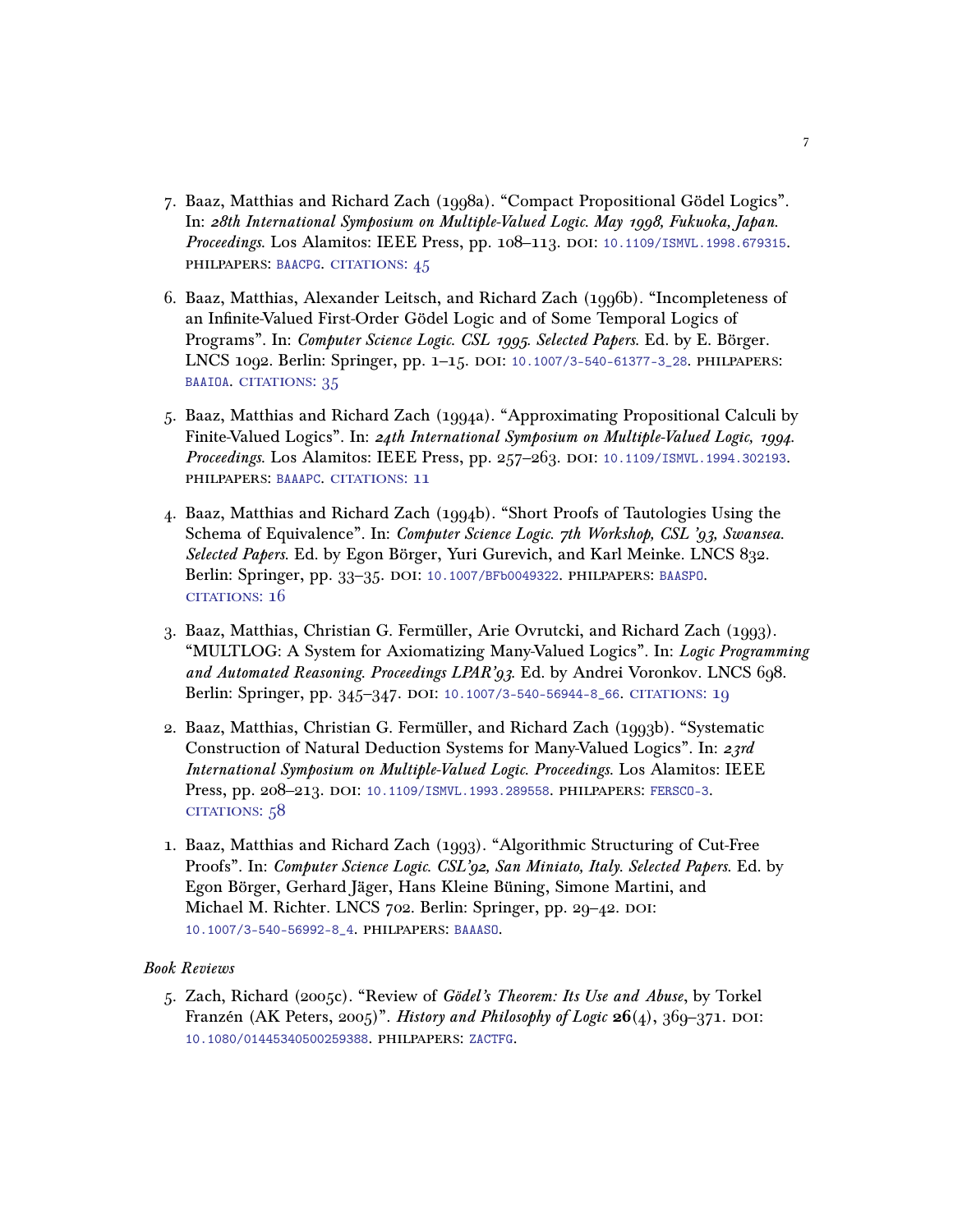7. Baaz, Matthias and Richard Zach (1998a). “Compact Propositional Gödel Logics”. In: *28th International Symposium on Multiple-Valued Logic. May 1998, Fukuoka, Japan. Proceedings*. Los Alamitos: IEEE Press, pp. 108–113. DOI: 10.1109/ISMVL.1998.679315. PHILPAPERS: BAACPG. CITATIONS: 45

6. Baaz, Matthias, Alexander Leitsch, and Richard Zach (1996b). “Incompleteness of an Infinite-Valued First-Order Gödel Logic and of Some Temporal Logics of Programs”. In: *Computer Science Logic. CSL 1995. Selected Papers*. Ed. by E. Börger. LNCS 1092. Berlin: Springer, pp. 1–15. DOI: 10.1007/3-540-61377-3_28. PHILPAPERS: BAAIOA. CITATIONS: 35

5. Baaz, Matthias and Richard Zach (1994a). “Approximating Propositional Calculi by Finite-Valued Logics”. In: *24th International Symposium on Multiple-Valued Logic, 1994. Proceedings*. Los Alamitos: IEEE Press, pp. 257–263. DOI: 10.1109/ISMVL.1994.302193. PHILPAPERS: BAAAPC. CITATIONS: 11

4. Baaz, Matthias and Richard Zach (1994b). “Short Proofs of Tautologies Using the Schema of Equivalence”. In: *Computer Science Logic. 7th Workshop, CSL ’93, Swansea. Selected Papers*. Ed. by Egon Börger, Yuri Gurevich, and Karl Meinke. LNCS 832. Berlin: Springer, pp. 33–35. DOI: 10.1007/BFb0049322. PHILPAPERS: BAASPO. CITATIONS: 16

3. Baaz, Matthias, Christian G. Fermüller, Arie Ovrutcki, and Richard Zach (1993). “MULTLOG: A System for Axiomatizing Many-Valued Logics”. In: *Logic Programming and Automated Reasoning. Proceedings LPAR’93*. Ed. by Andrei Voronkov. LNCS 698. Berlin: Springer, pp. 345–347. DOI: 10.1007/3-540-56944-8_66. CITATIONS: 19

2. Baaz, Matthias, Christian G. Fermüller, and Richard Zach (1993b). “Systematic Construction of Natural Deduction Systems for Many-Valued Logics”. In: *23rd International Symposium on Multiple-Valued Logic. Proceedings*. Los Alamitos: IEEE Press, pp. 208–213. DOI: 10.1109/ISMVL.1993.289558. PHILPAPERS: FERSCO-3. CITATIONS: 58

1. Baaz, Matthias and Richard Zach (1993). “Algorithmic Structuring of Cut-Free Proofs”. In: *Computer Science Logic. CSL’92, San Miniato, Italy. Selected Papers*. Ed. by Egon Börger, Gerhard Jäger, Hans Kleine Büning, Simone Martini, and Michael M. Richter. LNCS 702. Berlin: Springer, pp. 29–42. DOI: 10.1007/3-540-56992-8_4. PHILPAPERS: BAAASO.

*Book Reviews*

5. Zach, Richard (2005c). “Review of *Gödel’s Theorem: Its Use and Abuse*, by Torkel Franzén (AK Peters, 2005)”. *History and Philosophy of Logic* **26**(4), 369–371. DOI: 10.1080/01445340500259388. PHILPAPERS: ZACTFG.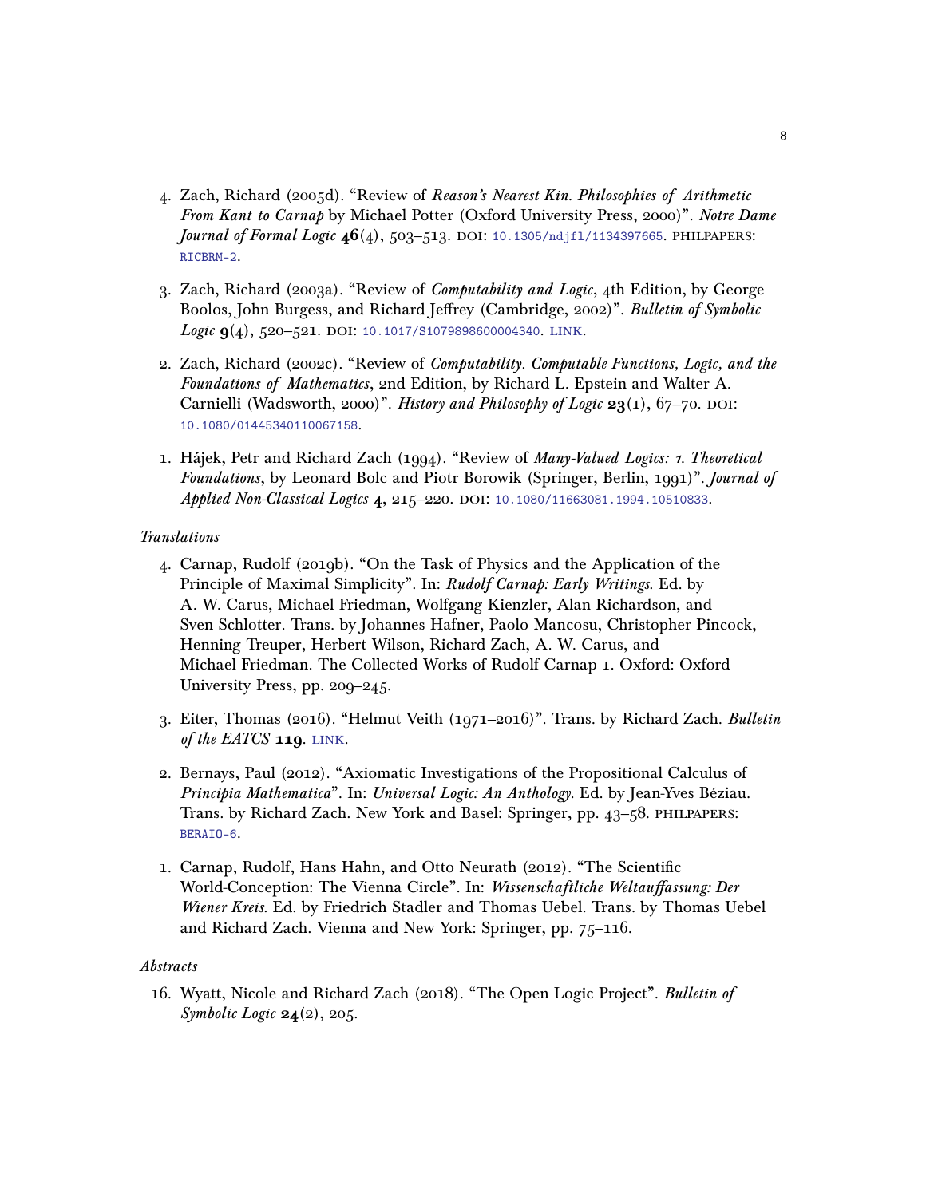4. Zach, Richard (2005d). "Review of *Reason's Nearest Kin. Philosophies of Arithmetic From Kant to Carnap* by Michael Potter (Oxford University Press, 2000)". *Notre Dame Journal of Formal Logic* **46**(4), 503–513. DOI: 10.1305/ndjfl/1134397665. PHILPAPERS: RICBRM-2.

3. Zach, Richard (2003a). "Review of *Computability and Logic*, 4th Edition, by George Boolos, John Burgess, and Richard Jeffrey (Cambridge, 2002)". *Bulletin of Symbolic Logic* **9**(4), 520–521. DOI: 10.1017/S1079898600004340. LINK.

2. Zach, Richard (2002c). "Review of *Computability. Computable Functions, Logic, and the Foundations of Mathematics*, 2nd Edition, by Richard L. Epstein and Walter A. Carnielli (Wadsworth, 2000)". *History and Philosophy of Logic* **23**(1), 67–70. DOI: 10.1080/01445340110067158.

1. Hájek, Petr and Richard Zach (1994). "Review of *Many-Valued Logics: 1. Theoretical Foundations*, by Leonard Bolc and Piotr Borowik (Springer, Berlin, 1991)". *Journal of Applied Non-Classical Logics* **4**, 215–220. DOI: 10.1080/11663081.1994.10510833.

*Translations*

4. Carnap, Rudolf (2019b). "On the Task of Physics and the Application of the Principle of Maximal Simplicity". In: *Rudolf Carnap: Early Writings*. Ed. by A. W. Carus, Michael Friedman, Wolfgang Kienzler, Alan Richardson, and Sven Schlotter. Trans. by Johannes Hafner, Paolo Mancosu, Christopher Pincock, Henning Treuper, Herbert Wilson, Richard Zach, A. W. Carus, and Michael Friedman. The Collected Works of Rudolf Carnap 1. Oxford: Oxford University Press, pp. 209–245.

3. Eiter, Thomas (2016). "Helmut Veith (1971–2016)". Trans. by Richard Zach. *Bulletin of the EATCS* **119**. LINK.

2. Bernays, Paul (2012). "Axiomatic Investigations of the Propositional Calculus of *Principia Mathematica*". In: *Universal Logic: An Anthology*. Ed. by Jean-Yves Béziau. Trans. by Richard Zach. New York and Basel: Springer, pp. 43–58. PHILPAPERS: BERAIO-6.

1. Carnap, Rudolf, Hans Hahn, and Otto Neurath (2012). "The Scientific World-Conception: The Vienna Circle". In: *Wissenschaftliche Weltauffassung: Der Wiener Kreis*. Ed. by Friedrich Stadler and Thomas Uebel. Trans. by Thomas Uebel and Richard Zach. Vienna and New York: Springer, pp. 75–116.

*Abstracts*

16. Wyatt, Nicole and Richard Zach (2018). "The Open Logic Project". *Bulletin of Symbolic Logic* **24**(2), 205.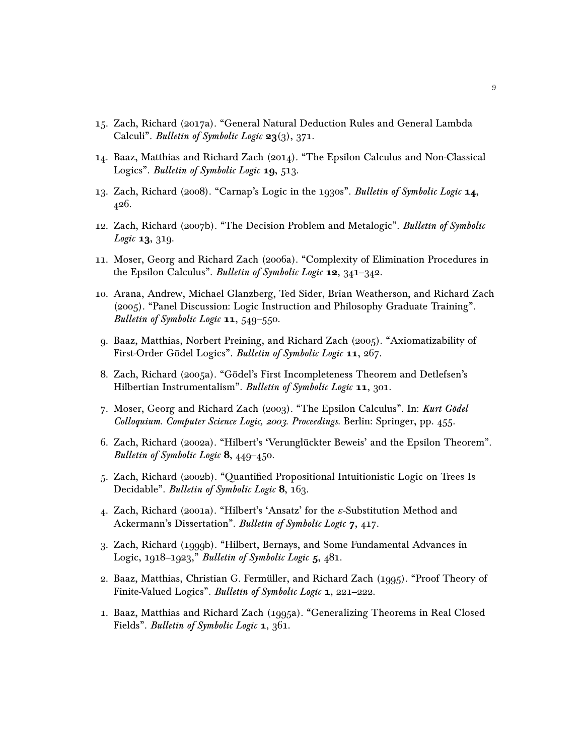15. Zach, Richard (2017a). "General Natural Deduction Rules and General Lambda Calculi". *Bulletin of Symbolic Logic* **23**(3), 371.

14. Baaz, Matthias and Richard Zach (2014). "The Epsilon Calculus and Non-Classical Logics". *Bulletin of Symbolic Logic* **19**, 513.

13. Zach, Richard (2008). "Carnap's Logic in the 1930s". *Bulletin of Symbolic Logic* **14**, 426.

12. Zach, Richard (2007b). "The Decision Problem and Metalogic". *Bulletin of Symbolic Logic* **13**, 319.

11. Moser, Georg and Richard Zach (2006a). "Complexity of Elimination Procedures in the Epsilon Calculus". *Bulletin of Symbolic Logic* **12**, 341–342.

10. Arana, Andrew, Michael Glanzberg, Ted Sider, Brian Weatherson, and Richard Zach (2005). "Panel Discussion: Logic Instruction and Philosophy Graduate Training". *Bulletin of Symbolic Logic* **11**, 549–550.

9. Baaz, Matthias, Norbert Preining, and Richard Zach (2005). "Axiomatizability of First-Order Gödel Logics". *Bulletin of Symbolic Logic* **11**, 267.

8. Zach, Richard (2005a). "Gödel's First Incompleteness Theorem and Detlefsen's Hilbertian Instrumentalism". *Bulletin of Symbolic Logic* **11**, 301.

7. Moser, Georg and Richard Zach (2003). "The Epsilon Calculus". In: *Kurt Gödel Colloquium. Computer Science Logic, 2003. Proceedings*. Berlin: Springer, pp. 455.

6. Zach, Richard (2002a). "Hilbert's 'Verunglückter Beweis' and the Epsilon Theorem". *Bulletin of Symbolic Logic* **8**, 449–450.

5. Zach, Richard (2002b). "Quantified Propositional Intuitionistic Logic on Trees Is Decidable". *Bulletin of Symbolic Logic* **8**, 163.

4. Zach, Richard (2001a). "Hilbert's 'Ansatz' for the $\varepsilon$-Substitution Method and Ackermann's Dissertation". *Bulletin of Symbolic Logic* **7**, 417.

3. Zach, Richard (1999b). "Hilbert, Bernays, and Some Fundamental Advances in Logic, 1918–1923," *Bulletin of Symbolic Logic* **5**, 481.

2. Baaz, Matthias, Christian G. Fermüller, and Richard Zach (1995). "Proof Theory of Finite-Valued Logics". *Bulletin of Symbolic Logic* **1**, 221–222.

1. Baaz, Matthias and Richard Zach (1995a). "Generalizing Theorems in Real Closed Fields". *Bulletin of Symbolic Logic* **1**, 361.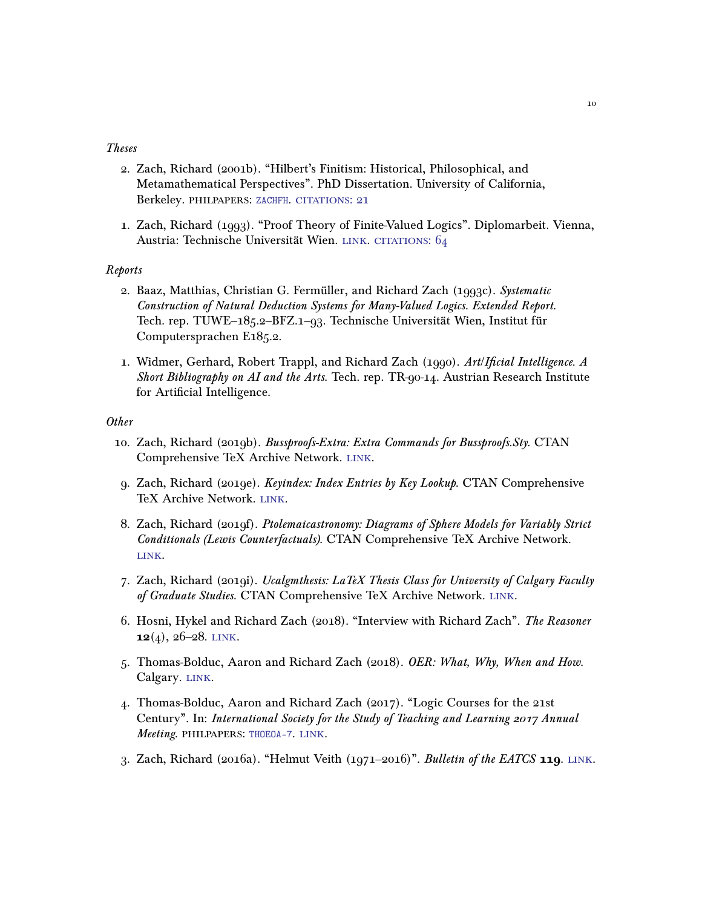*Theses*

2. Zach, Richard (2001b). "Hilbert's Finitism: Historical, Philosophical, and Metamathematical Perspectives". PhD Dissertation. University of California, Berkeley. PHILPAPERS: ZACHFH. CITATIONS: 21

1. Zach, Richard (1993). "Proof Theory of Finite-Valued Logics". Diplomarbeit. Vienna, Austria: Technische Universität Wien. LINK. CITATIONS: 64

*Reports*

2. Baaz, Matthias, Christian G. Fermüller, and Richard Zach (1993c). *Systematic Construction of Natural Deduction Systems for Many-Valued Logics. Extended Report.* Tech. rep. TUWE–185.2–BFZ.1–93. Technische Universität Wien, Institut für Computersprachen E185.2.

1. Widmer, Gerhard, Robert Trappl, and Richard Zach (1990). *Art/Ificial Intelligence. A Short Bibliography on AI and the Arts.* Tech. rep. TR-90-14. Austrian Research Institute for Artificial Intelligence.

*Other*

10. Zach, Richard (2019b). *Bussproofs-Extra: Extra Commands for Bussproofs.Sty.* CTAN Comprehensive TeX Archive Network. LINK.

9. Zach, Richard (2019e). *Keyindex: Index Entries by Key Lookup.* CTAN Comprehensive TeX Archive Network. LINK.

8. Zach, Richard (2019f). *Ptolemaicastronomy: Diagrams of Sphere Models for Variably Strict Conditionals (Lewis Counterfactuals).* CTAN Comprehensive TeX Archive Network. LINK.

7. Zach, Richard (2019i). *Ucalgmthesis: LaTeX Thesis Class for University of Calgary Faculty of Graduate Studies.* CTAN Comprehensive TeX Archive Network. LINK.

6. Hosni, Hykel and Richard Zach (2018). "Interview with Richard Zach". *The Reasoner* **12**(4), 26–28. LINK.

5. Thomas-Bolduc, Aaron and Richard Zach (2018). *OER: What, Why, When and How.* Calgary. LINK.

4. Thomas-Bolduc, Aaron and Richard Zach (2017). "Logic Courses for the 21st Century". In: *International Society for the Study of Teaching and Learning 2017 Annual Meeting.* PHILPAPERS: THOEOA-7. LINK.

3. Zach, Richard (2016a). "Helmut Veith (1971–2016)". *Bulletin of the EATCS* **119**. LINK.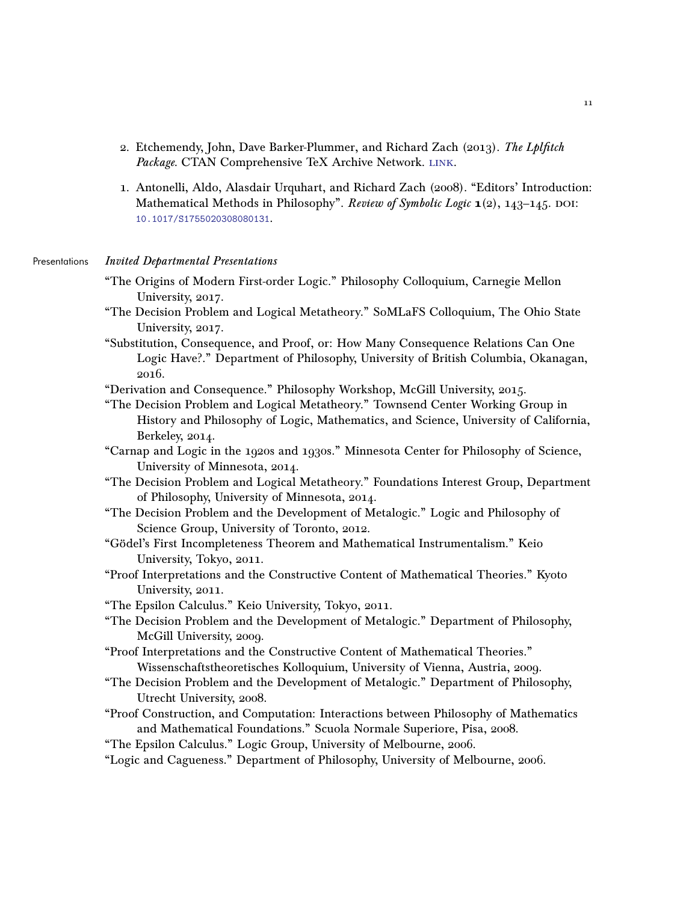2. Etchemendy, John, Dave Barker-Plummer, and Richard Zach (2013). *The Lplfitch Package*. CTAN Comprehensive TeX Archive Network. LINK.

1. Antonelli, Aldo, Alasdair Urquhart, and Richard Zach (2008). "Editors' Introduction: Mathematical Methods in Philosophy". *Review of Symbolic Logic* **1**(2), 143–145. DOI: 10.1017/S1755020308080131.

## Presentations

### *Invited Departmental Presentations*

"The Origins of Modern First-order Logic." Philosophy Colloquium, Carnegie Mellon University, 2017.

"The Decision Problem and Logical Metatheory." SoMLaFS Colloquium, The Ohio State University, 2017.

"Substitution, Consequence, and Proof, or: How Many Consequence Relations Can One Logic Have?." Department of Philosophy, University of British Columbia, Okanagan, 2016.

"Derivation and Consequence." Philosophy Workshop, McGill University, 2015.

"The Decision Problem and Logical Metatheory." Townsend Center Working Group in History and Philosophy of Logic, Mathematics, and Science, University of California, Berkeley, 2014.

"Carnap and Logic in the 1920s and 1930s." Minnesota Center for Philosophy of Science, University of Minnesota, 2014.

"The Decision Problem and Logical Metatheory." Foundations Interest Group, Department of Philosophy, University of Minnesota, 2014.

"The Decision Problem and the Development of Metalogic." Logic and Philosophy of Science Group, University of Toronto, 2012.

"Gödel's First Incompleteness Theorem and Mathematical Instrumentalism." Keio University, Tokyo, 2011.

"Proof Interpretations and the Constructive Content of Mathematical Theories." Kyoto University, 2011.

"The Epsilon Calculus." Keio University, Tokyo, 2011.

"The Decision Problem and the Development of Metalogic." Department of Philosophy, McGill University, 2009.

"Proof Interpretations and the Constructive Content of Mathematical Theories." Wissenschaftstheoretisches Kolloquium, University of Vienna, Austria, 2009.

"The Decision Problem and the Development of Metalogic." Department of Philosophy, Utrecht University, 2008.

"Proof Construction, and Computation: Interactions between Philosophy of Mathematics and Mathematical Foundations." Scuola Normale Superiore, Pisa, 2008.

"The Epsilon Calculus." Logic Group, University of Melbourne, 2006.

"Logic and Cagueness." Department of Philosophy, University of Melbourne, 2006.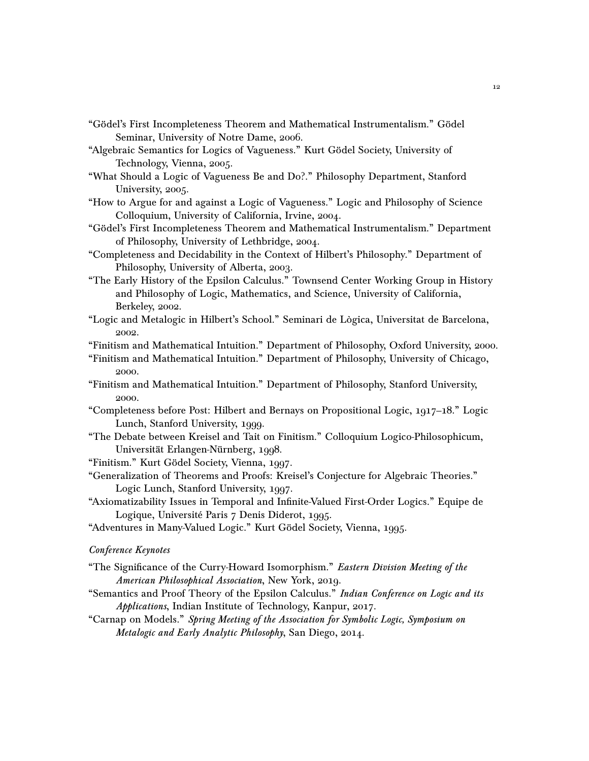"Gödel's First Incompleteness Theorem and Mathematical Instrumentalism." Gödel Seminar, University of Notre Dame, 2006.

"Algebraic Semantics for Logics of Vagueness." Kurt Gödel Society, University of Technology, Vienna, 2005.

"What Should a Logic of Vagueness Be and Do?." Philosophy Department, Stanford University, 2005.

"How to Argue for and against a Logic of Vagueness." Logic and Philosophy of Science Colloquium, University of California, Irvine, 2004.

"Gödel's First Incompleteness Theorem and Mathematical Instrumentalism." Department of Philosophy, University of Lethbridge, 2004.

"Completeness and Decidability in the Context of Hilbert's Philosophy." Department of Philosophy, University of Alberta, 2003.

"The Early History of the Epsilon Calculus." Townsend Center Working Group in History and Philosophy of Logic, Mathematics, and Science, University of California, Berkeley, 2002.

"Logic and Metalogic in Hilbert's School." Seminari de Lògica, Universitat de Barcelona, 2002.

"Finitism and Mathematical Intuition." Department of Philosophy, Oxford University, 2000.

"Finitism and Mathematical Intuition." Department of Philosophy, University of Chicago, 2000.

"Finitism and Mathematical Intuition." Department of Philosophy, Stanford University, 2000.

"Completeness before Post: Hilbert and Bernays on Propositional Logic, 1917–18." Logic Lunch, Stanford University, 1999.

"The Debate between Kreisel and Tait on Finitism." Colloquium Logico-Philosophicum, Universität Erlangen-Nürnberg, 1998.

"Finitism." Kurt Gödel Society, Vienna, 1997.

"Generalization of Theorems and Proofs: Kreisel's Conjecture for Algebraic Theories." Logic Lunch, Stanford University, 1997.

"Axiomatizability Issues in Temporal and Infinite-Valued First-Order Logics." Equipe de Logique, Université Paris 7 Denis Diderot, 1995.

"Adventures in Many-Valued Logic." Kurt Gödel Society, Vienna, 1995.

*Conference Keynotes*

"The Significance of the Curry-Howard Isomorphism." *Eastern Division Meeting of the American Philosophical Association*, New York, 2019.

"Semantics and Proof Theory of the Epsilon Calculus." *Indian Conference on Logic and its Applications*, Indian Institute of Technology, Kanpur, 2017.

"Carnap on Models." *Spring Meeting of the Association for Symbolic Logic, Symposium on Metalogic and Early Analytic Philosophy*, San Diego, 2014.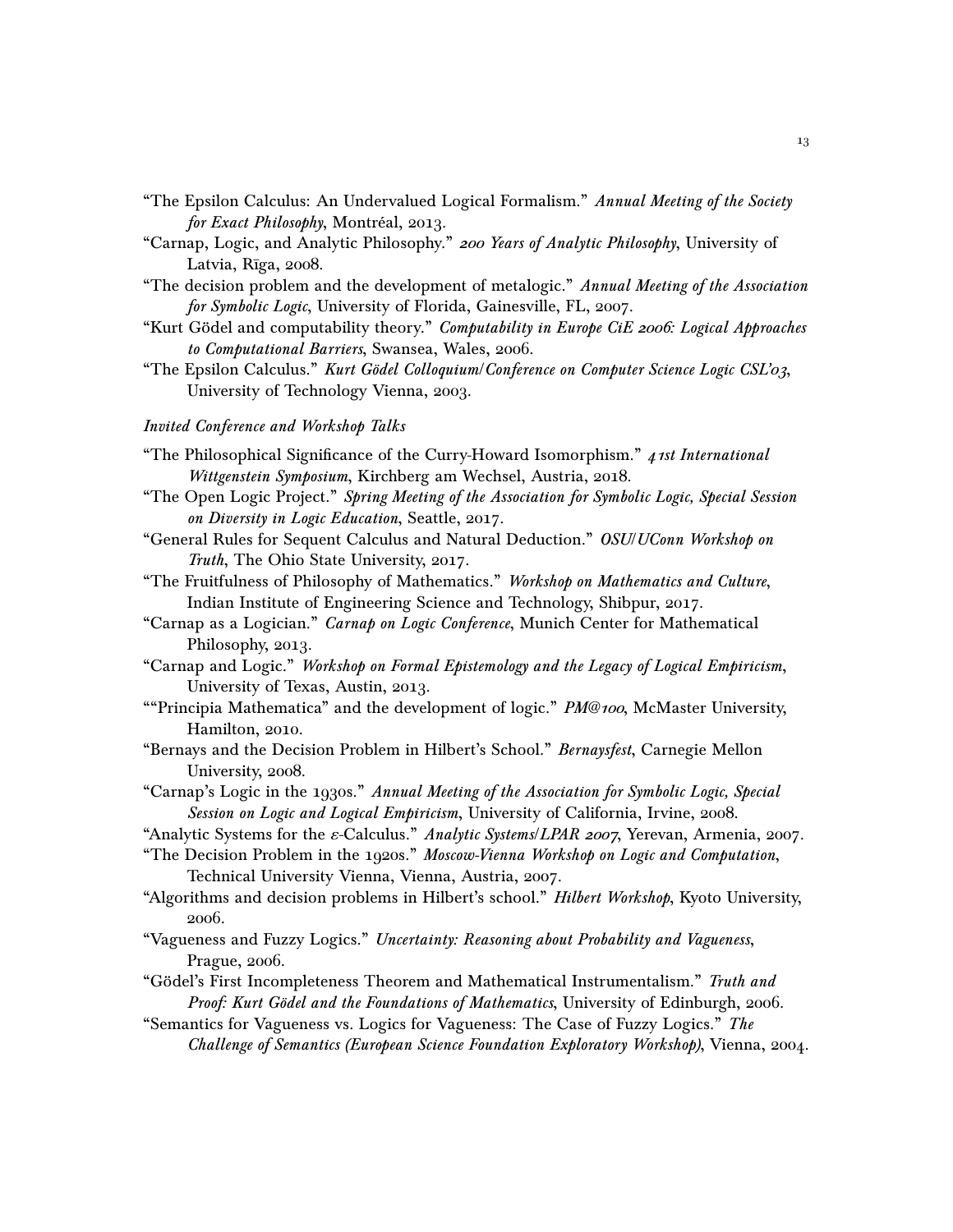“The Epsilon Calculus: An Undervalued Logical Formalism.” *Annual Meeting of the Society for Exact Philosophy*, Montréal, 2013.

“Carnap, Logic, and Analytic Philosophy.” *200 Years of Analytic Philosophy*, University of Latvia, Rīga, 2008.

“The decision problem and the development of metalogic.” *Annual Meeting of the Association for Symbolic Logic*, University of Florida, Gainesville, FL, 2007.

“Kurt Gödel and computability theory.” *Computability in Europe CiE 2006: Logical Approaches to Computational Barriers*, Swansea, Wales, 2006.

“The Epsilon Calculus.” *Kurt Gödel Colloquium/Conference on Computer Science Logic CSL’03*, University of Technology Vienna, 2003.

*Invited Conference and Workshop Talks*

“The Philosophical Significance of the Curry-Howard Isomorphism.” *41st International Wittgenstein Symposium*, Kirchberg am Wechsel, Austria, 2018.

“The Open Logic Project.” *Spring Meeting of the Association for Symbolic Logic, Special Session on Diversity in Logic Education*, Seattle, 2017.

“General Rules for Sequent Calculus and Natural Deduction.” *OSU/UConn Workshop on Truth*, The Ohio State University, 2017.

“The Fruitfulness of Philosophy of Mathematics.” *Workshop on Mathematics and Culture*, Indian Institute of Engineering Science and Technology, Shibpur, 2017.

“Carnap as a Logician.” *Carnap on Logic Conference*, Munich Center for Mathematical Philosophy, 2013.

“Carnap and Logic.” *Workshop on Formal Epistemology and the Legacy of Logical Empiricism*, University of Texas, Austin, 2013.

““Principia Mathematica” and the development of logic.” *PM@100*, McMaster University, Hamilton, 2010.

“Bernays and the Decision Problem in Hilbert’s School.” *Bernaysfest*, Carnegie Mellon University, 2008.

“Carnap’s Logic in the 1930s.” *Annual Meeting of the Association for Symbolic Logic, Special Session on Logic and Logical Empiricism*, University of California, Irvine, 2008.

“Analytic Systems for the $\varepsilon$-Calculus.” *Analytic Systems/LPAR 2007*, Yerevan, Armenia, 2007.

“The Decision Problem in the 1920s.” *Moscow-Vienna Workshop on Logic and Computation*, Technical University Vienna, Vienna, Austria, 2007.

“Algorithms and decision problems in Hilbert’s school.” *Hilbert Workshop*, Kyoto University, 2006.

“Vagueness and Fuzzy Logics.” *Uncertainty: Reasoning about Probability and Vagueness*, Prague, 2006.

“Gödel’s First Incompleteness Theorem and Mathematical Instrumentalism.” *Truth and Proof: Kurt Gödel and the Foundations of Mathematics*, University of Edinburgh, 2006.

“Semantics for Vagueness vs. Logics for Vagueness: The Case of Fuzzy Logics.” *The Challenge of Semantics (European Science Foundation Exploratory Workshop)*, Vienna, 2004.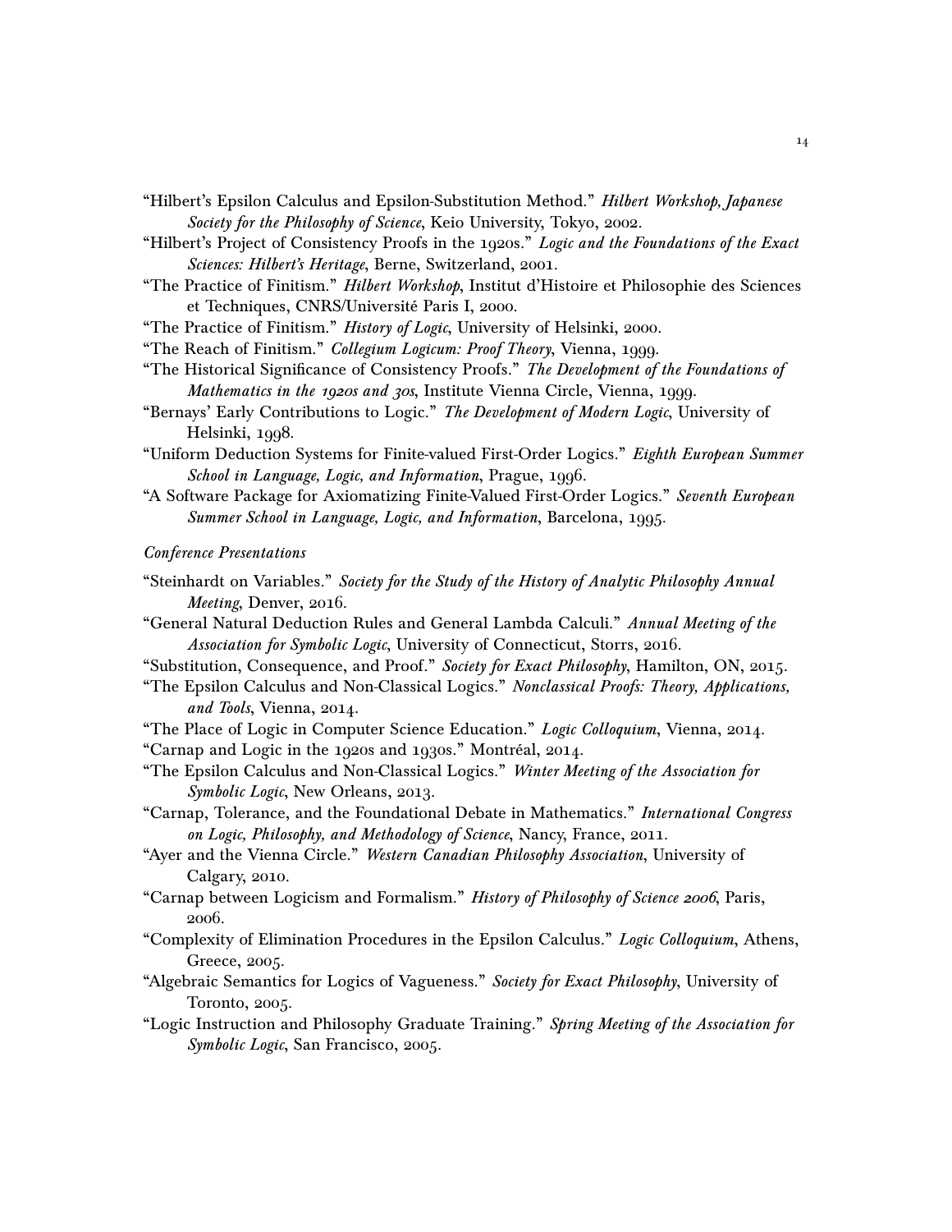"Hilbert's Epsilon Calculus and Epsilon-Substitution Method." *Hilbert Workshop, Japanese Society for the Philosophy of Science*, Keio University, Tokyo, 2002.

"Hilbert's Project of Consistency Proofs in the 1920s." *Logic and the Foundations of the Exact Sciences: Hilbert's Heritage*, Berne, Switzerland, 2001.

"The Practice of Finitism." *Hilbert Workshop*, Institut d'Histoire et Philosophie des Sciences et Techniques, CNRS/Université Paris I, 2000.

"The Practice of Finitism." *History of Logic*, University of Helsinki, 2000.

"The Reach of Finitism." *Collegium Logicum: Proof Theory*, Vienna, 1999.

"The Historical Significance of Consistency Proofs." *The Development of the Foundations of Mathematics in the 1920s and 30s*, Institute Vienna Circle, Vienna, 1999.

"Bernays' Early Contributions to Logic." *The Development of Modern Logic*, University of Helsinki, 1998.

"Uniform Deduction Systems for Finite-valued First-Order Logics." *Eighth European Summer School in Language, Logic, and Information*, Prague, 1996.

"A Software Package for Axiomatizing Finite-Valued First-Order Logics." *Seventh European Summer School in Language, Logic, and Information*, Barcelona, 1995.

*Conference Presentations*

"Steinhardt on Variables." *Society for the Study of the History of Analytic Philosophy Annual Meeting*, Denver, 2016.

"General Natural Deduction Rules and General Lambda Calculi." *Annual Meeting of the Association for Symbolic Logic*, University of Connecticut, Storrs, 2016.

"Substitution, Consequence, and Proof." *Society for Exact Philosophy*, Hamilton, ON, 2015.

"The Epsilon Calculus and Non-Classical Logics." *Nonclassical Proofs: Theory, Applications, and Tools*, Vienna, 2014.

"The Place of Logic in Computer Science Education." *Logic Colloquium*, Vienna, 2014.

"Carnap and Logic in the 1920s and 1930s." Montréal, 2014.

"The Epsilon Calculus and Non-Classical Logics." *Winter Meeting of the Association for Symbolic Logic*, New Orleans, 2013.

"Carnap, Tolerance, and the Foundational Debate in Mathematics." *International Congress on Logic, Philosophy, and Methodology of Science*, Nancy, France, 2011.

"Ayer and the Vienna Circle." *Western Canadian Philosophy Association*, University of Calgary, 2010.

"Carnap between Logicism and Formalism." *History of Philosophy of Science 2006*, Paris, 2006.

"Complexity of Elimination Procedures in the Epsilon Calculus." *Logic Colloquium*, Athens, Greece, 2005.

"Algebraic Semantics for Logics of Vagueness." *Society for Exact Philosophy*, University of Toronto, 2005.

"Logic Instruction and Philosophy Graduate Training." *Spring Meeting of the Association for Symbolic Logic*, San Francisco, 2005.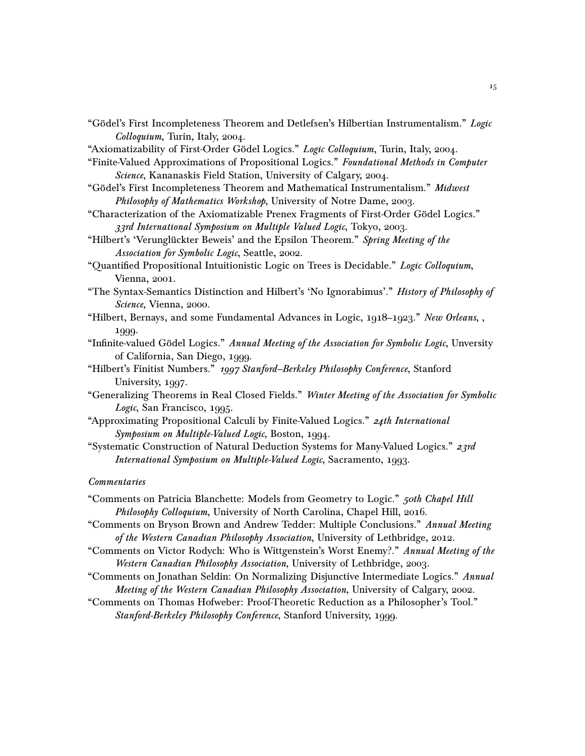"Gödel's First Incompleteness Theorem and Detlefsen's Hilbertian Instrumentalism." *Logic Colloquium*, Turin, Italy, 2004.

"Axiomatizability of First-Order Gödel Logics." *Logic Colloquium*, Turin, Italy, 2004.

"Finite-Valued Approximations of Propositional Logics." *Foundational Methods in Computer Science*, Kananaskis Field Station, University of Calgary, 2004.

"Gödel's First Incompleteness Theorem and Mathematical Instrumentalism." *Midwest Philosophy of Mathematics Workshop*, University of Notre Dame, 2003.

"Characterization of the Axiomatizable Prenex Fragments of First-Order Gödel Logics." *33rd International Symposium on Multiple Valued Logic*, Tokyo, 2003.

"Hilbert's 'Verunglückter Beweis' and the Epsilon Theorem." *Spring Meeting of the Association for Symbolic Logic*, Seattle, 2002.

"Quantified Propositional Intuitionistic Logic on Trees is Decidable." *Logic Colloquium*, Vienna, 2001.

"The Syntax-Semantics Distinction and Hilbert's 'No Ignorabimus'." *History of Philosophy of Science*, Vienna, 2000.

"Hilbert, Bernays, and some Fundamental Advances in Logic, 1918–1923." *New Orleans*, , 1999.

"Infinite-valued Gödel Logics." *Annual Meeting of the Association for Symbolic Logic*, Unversity of California, San Diego, 1999.

"Hilbert's Finitist Numbers." *1997 Stanford–Berkeley Philosophy Conference*, Stanford University, 1997.

"Generalizing Theorems in Real Closed Fields." *Winter Meeting of the Association for Symbolic Logic*, San Francisco, 1995.

"Approximating Propositional Calculi by Finite-Valued Logics." *24th International Symposium on Multiple-Valued Logic*, Boston, 1994.

"Systematic Construction of Natural Deduction Systems for Many-Valued Logics." *23rd International Symposium on Multiple-Valued Logic*, Sacramento, 1993.

*Commentaries*

"Comments on Patricia Blanchette: Models from Geometry to Logic." *50th Chapel Hill Philosophy Colloquium*, University of North Carolina, Chapel Hill, 2016.

"Comments on Bryson Brown and Andrew Tedder: Multiple Conclusions." *Annual Meeting of the Western Canadian Philosophy Association*, University of Lethbridge, 2012.

"Comments on Victor Rodych: Who is Wittgenstein's Worst Enemy?." *Annual Meeting of the Western Canadian Philosophy Association*, University of Lethbridge, 2003.

"Comments on Jonathan Seldin: On Normalizing Disjunctive Intermediate Logics." *Annual Meeting of the Western Canadian Philosophy Association*, University of Calgary, 2002.

"Comments on Thomas Hofweber: Proof-Theoretic Reduction as a Philosopher's Tool." *Stanford-Berkeley Philosophy Conference*, Stanford University, 1999.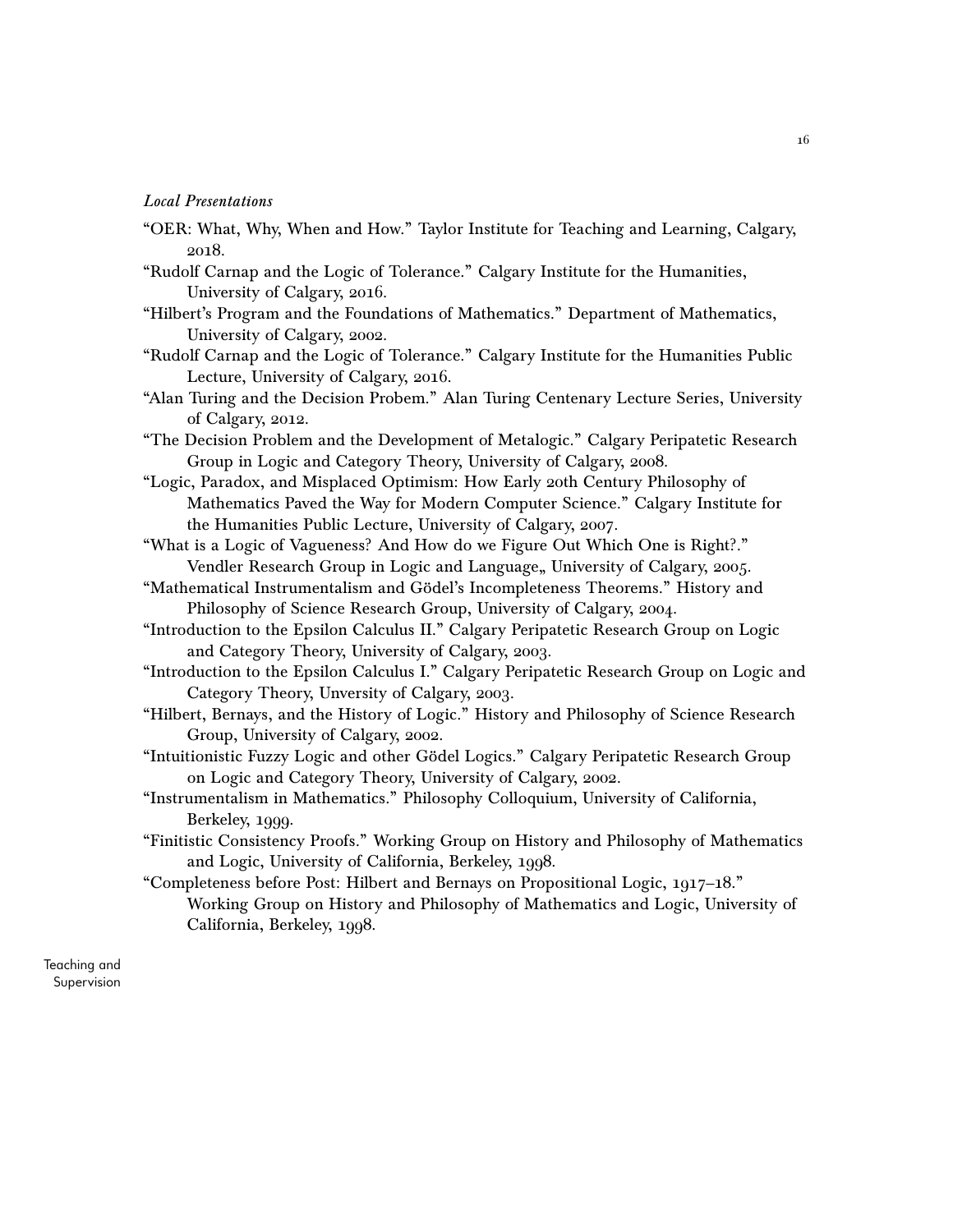*Local Presentations*

"OER: What, Why, When and How." Taylor Institute for Teaching and Learning, Calgary, 2018.

"Rudolf Carnap and the Logic of Tolerance." Calgary Institute for the Humanities, University of Calgary, 2016.

"Hilbert's Program and the Foundations of Mathematics." Department of Mathematics, University of Calgary, 2002.

"Rudolf Carnap and the Logic of Tolerance." Calgary Institute for the Humanities Public Lecture, University of Calgary, 2016.

"Alan Turing and the Decision Probem." Alan Turing Centenary Lecture Series, University of Calgary, 2012.

"The Decision Problem and the Development of Metalogic." Calgary Peripatetic Research Group in Logic and Category Theory, University of Calgary, 2008.

"Logic, Paradox, and Misplaced Optimism: How Early 20th Century Philosophy of Mathematics Paved the Way for Modern Computer Science." Calgary Institute for the Humanities Public Lecture, University of Calgary, 2007.

"What is a Logic of Vagueness? And How do we Figure Out Which One is Right?." Vendler Research Group in Logic and Language,, University of Calgary, 2005.

"Mathematical Instrumentalism and Gödel's Incompleteness Theorems." History and Philosophy of Science Research Group, University of Calgary, 2004.

"Introduction to the Epsilon Calculus II." Calgary Peripatetic Research Group on Logic and Category Theory, University of Calgary, 2003.

"Introduction to the Epsilon Calculus I." Calgary Peripatetic Research Group on Logic and Category Theory, Unversity of Calgary, 2003.

"Hilbert, Bernays, and the History of Logic." History and Philosophy of Science Research Group, University of Calgary, 2002.

"Intuitionistic Fuzzy Logic and other Gödel Logics." Calgary Peripatetic Research Group on Logic and Category Theory, University of Calgary, 2002.

"Instrumentalism in Mathematics." Philosophy Colloquium, University of California, Berkeley, 1999.

"Finitistic Consistency Proofs." Working Group on History and Philosophy of Mathematics and Logic, University of California, Berkeley, 1998.

"Completeness before Post: Hilbert and Bernays on Propositional Logic, 1917–18." Working Group on History and Philosophy of Mathematics and Logic, University of California, Berkeley, 1998.

## Teaching and Supervision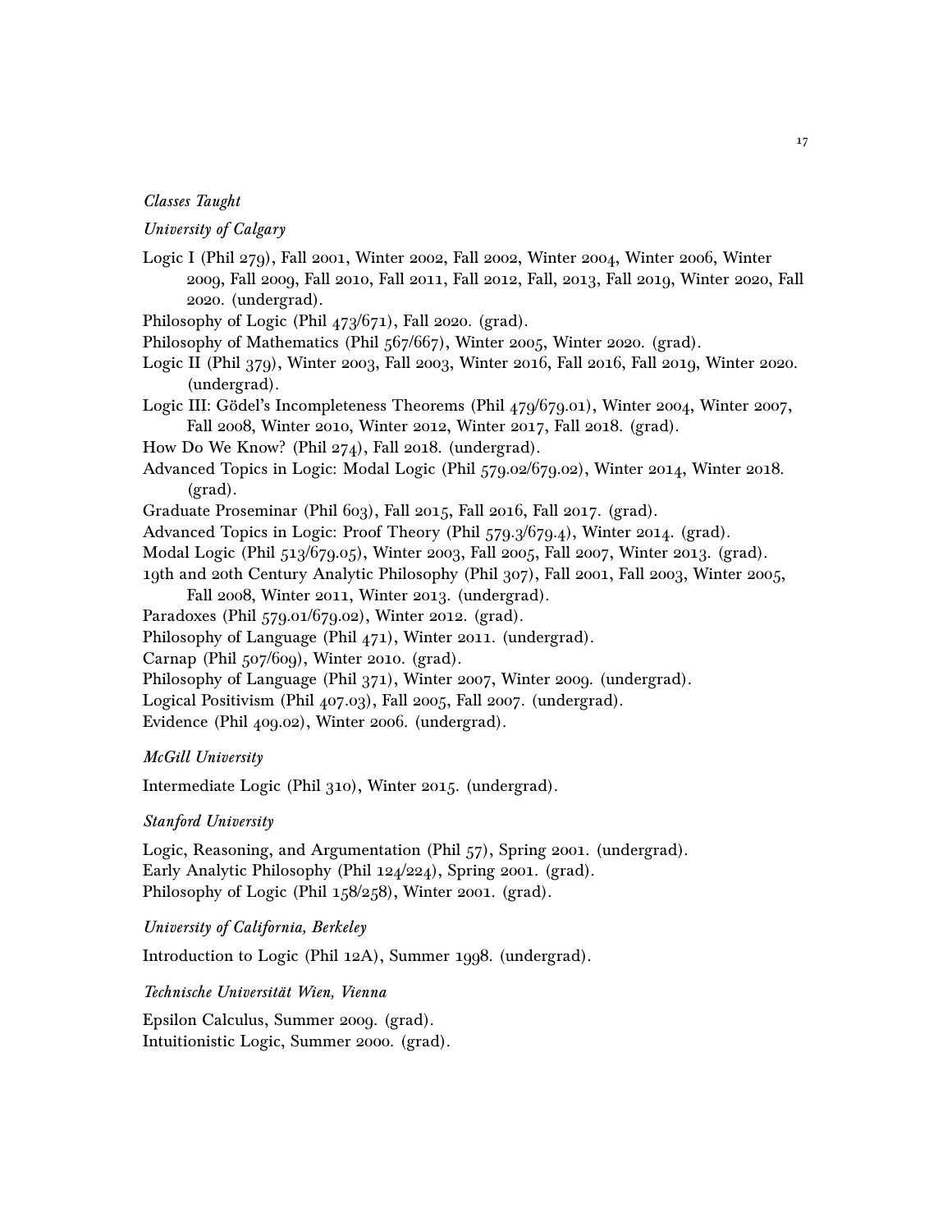*Classes Taught*

*University of Calgary*

Logic I (Phil 279), Fall 2001, Winter 2002, Fall 2002, Winter 2004, Winter 2006, Winter 2009, Fall 2009, Fall 2010, Fall 2011, Fall 2012, Fall, 2013, Fall 2019, Winter 2020, Fall 2020. (undergrad).

Philosophy of Logic (Phil 473/671), Fall 2020. (grad).

Philosophy of Mathematics (Phil 567/667), Winter 2005, Winter 2020. (grad).

Logic II (Phil 379), Winter 2003, Fall 2003, Winter 2016, Fall 2016, Fall 2019, Winter 2020. (undergrad).

Logic III: Gödel's Incompleteness Theorems (Phil 479/679.01), Winter 2004, Winter 2007, Fall 2008, Winter 2010, Winter 2012, Winter 2017, Fall 2018. (grad).

How Do We Know? (Phil 274), Fall 2018. (undergrad).

Advanced Topics in Logic: Modal Logic (Phil 579.02/679.02), Winter 2014, Winter 2018. (grad).

Graduate Proseminar (Phil 603), Fall 2015, Fall 2016, Fall 2017. (grad).

Advanced Topics in Logic: Proof Theory (Phil 579.3/679.4), Winter 2014. (grad).

Modal Logic (Phil 513/679.05), Winter 2003, Fall 2005, Fall 2007, Winter 2013. (grad).

19th and 20th Century Analytic Philosophy (Phil 307), Fall 2001, Fall 2003, Winter 2005, Fall 2008, Winter 2011, Winter 2013. (undergrad).

Paradoxes (Phil 579.01/679.02), Winter 2012. (grad).

Philosophy of Language (Phil 471), Winter 2011. (undergrad).

Carnap (Phil 507/609), Winter 2010. (grad).

Philosophy of Language (Phil 371), Winter 2007, Winter 2009. (undergrad).

Logical Positivism (Phil 407.03), Fall 2005, Fall 2007. (undergrad).

Evidence (Phil 409.02), Winter 2006. (undergrad).

*McGill University*

Intermediate Logic (Phil 310), Winter 2015. (undergrad).

*Stanford University*

Logic, Reasoning, and Argumentation (Phil 57), Spring 2001. (undergrad).

Early Analytic Philosophy (Phil 124/224), Spring 2001. (grad).

Philosophy of Logic (Phil 158/258), Winter 2001. (grad).

*University of California, Berkeley*

Introduction to Logic (Phil 12A), Summer 1998. (undergrad).

*Technische Universität Wien, Vienna*

Epsilon Calculus, Summer 2009. (grad).

Intuitionistic Logic, Summer 2000. (grad).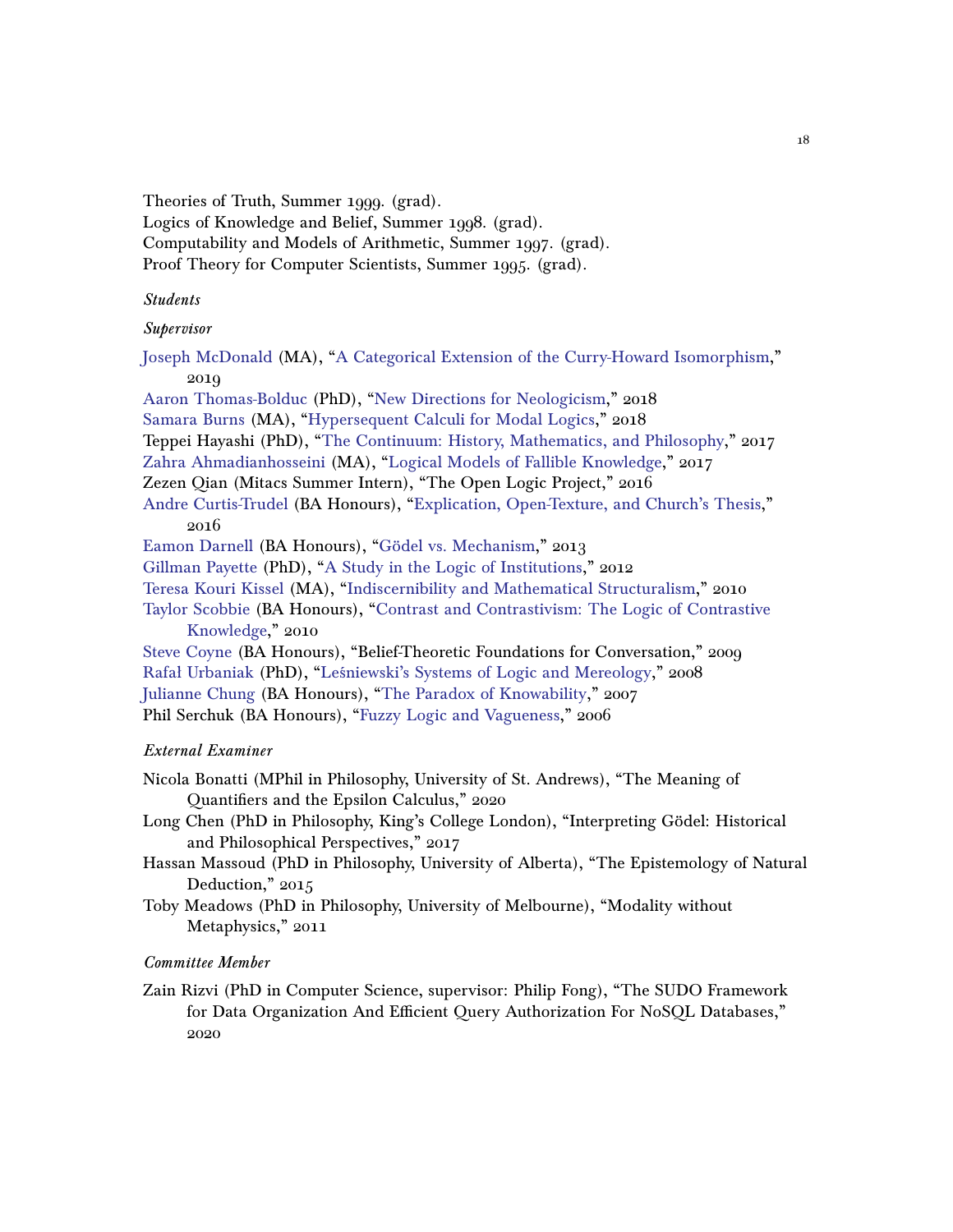Theories of Truth, Summer 1999. (grad).
Logics of Knowledge and Belief, Summer 1998. (grad).
Computability and Models of Arithmetic, Summer 1997. (grad).
Proof Theory for Computer Scientists, Summer 1995. (grad).

### *Students*

#### *Supervisor*

Joseph McDonald (MA), "A Categorical Extension of the Curry-Howard Isomorphism," 2019
Aaron Thomas-Bolduc (PhD), "New Directions for Neologicism," 2018
Samara Burns (MA), "Hypersequent Calculi for Modal Logics," 2018
Teppei Hayashi (PhD), "The Continuum: History, Mathematics, and Philosophy," 2017
Zahra Ahmadianhosseini (MA), "Logical Models of Fallible Knowledge," 2017
Zezen Qian (Mitacs Summer Intern), "The Open Logic Project," 2016
Andre Curtis-Trudel (BA Honours), "Explication, Open-Texture, and Church's Thesis," 2016
Eamon Darnell (BA Honours), "Gödel vs. Mechanism," 2013
Gillman Payette (PhD), "A Study in the Logic of Institutions," 2012
Teresa Kouri Kissel (MA), "Indiscernibility and Mathematical Structuralism," 2010
Taylor Scobbie (BA Honours), "Contrast and Contrastivism: The Logic of Contrastive Knowledge," 2010
Steve Coyne (BA Honours), "Belief-Theoretic Foundations for Conversation," 2009
Rafał Urbaniak (PhD), "Leśniewski's Systems of Logic and Mereology," 2008
Julianne Chung (BA Honours), "The Paradox of Knowability," 2007
Phil Serchuk (BA Honours), "Fuzzy Logic and Vagueness," 2006

#### *External Examiner*

Nicola Bonatti (MPhil in Philosophy, University of St. Andrews), "The Meaning of Quantifiers and the Epsilon Calculus," 2020
Long Chen (PhD in Philosophy, King's College London), "Interpreting Gödel: Historical and Philosophical Perspectives," 2017
Hassan Massoud (PhD in Philosophy, University of Alberta), "The Epistemology of Natural Deduction," 2015
Toby Meadows (PhD in Philosophy, University of Melbourne), "Modality without Metaphysics," 2011

#### *Committee Member*

Zain Rizvi (PhD in Computer Science, supervisor: Philip Fong), "The SUDO Framework for Data Organization And Efficient Query Authorization For NoSQL Databases," 2020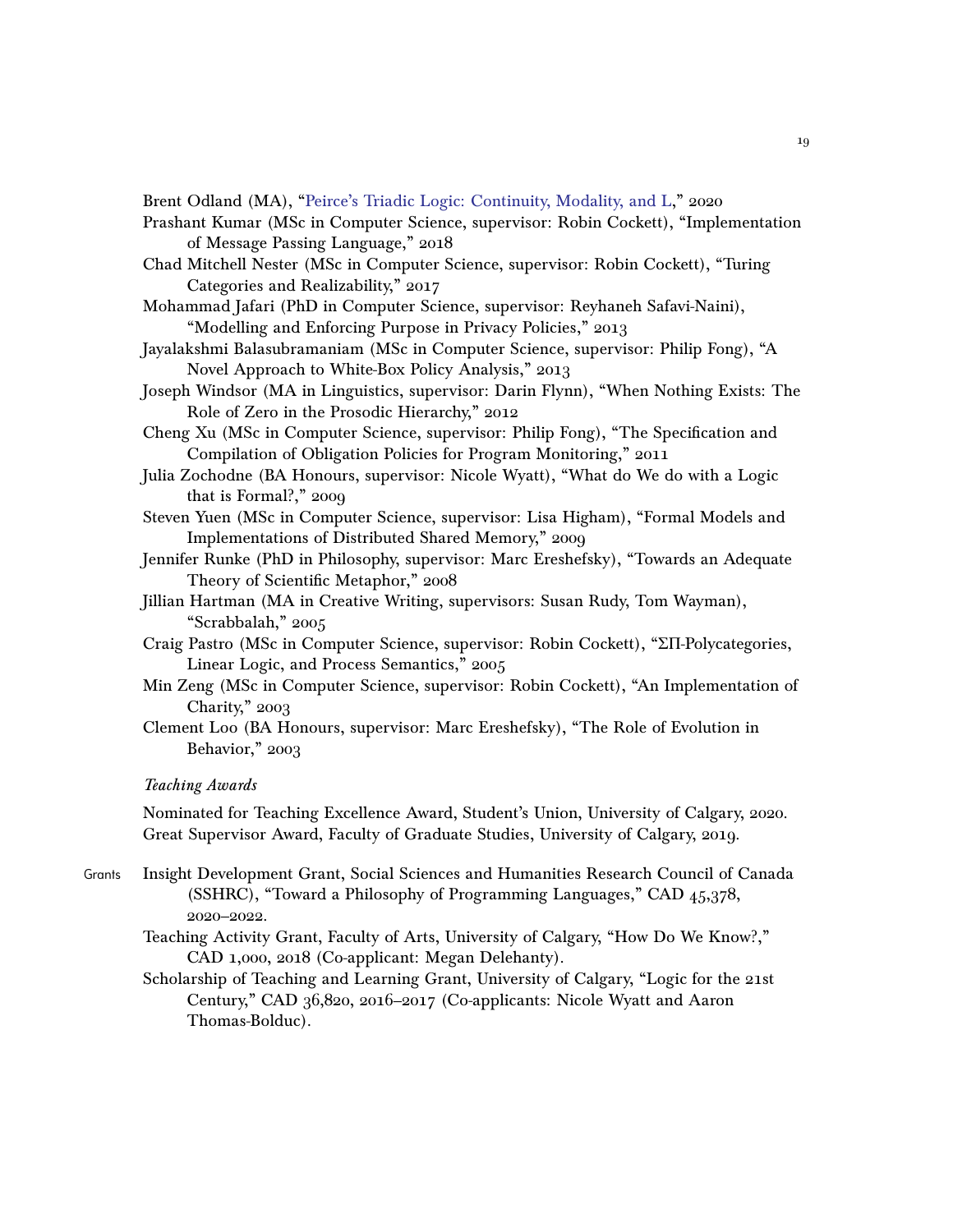Brent Odland (MA), "Peirce's Triadic Logic: Continuity, Modality, and L," 2020

Prashant Kumar (MSc in Computer Science, supervisor: Robin Cockett), "Implementation of Message Passing Language," 2018

Chad Mitchell Nester (MSc in Computer Science, supervisor: Robin Cockett), "Turing Categories and Realizability," 2017

Mohammad Jafari (PhD in Computer Science, supervisor: Reyhaneh Safavi-Naini), "Modelling and Enforcing Purpose in Privacy Policies," 2013

Jayalakshmi Balasubramaniam (MSc in Computer Science, supervisor: Philip Fong), "A Novel Approach to White-Box Policy Analysis," 2013

Joseph Windsor (MA in Linguistics, supervisor: Darin Flynn), "When Nothing Exists: The Role of Zero in the Prosodic Hierarchy," 2012

Cheng Xu (MSc in Computer Science, supervisor: Philip Fong), "The Specification and Compilation of Obligation Policies for Program Monitoring," 2011

Julia Zochodne (BA Honours, supervisor: Nicole Wyatt), "What do We do with a Logic that is Formal?," 2009

Steven Yuen (MSc in Computer Science, supervisor: Lisa Higham), "Formal Models and Implementations of Distributed Shared Memory," 2009

Jennifer Runke (PhD in Philosophy, supervisor: Marc Ereshefsky), "Towards an Adequate Theory of Scientific Metaphor," 2008

Jillian Hartman (MA in Creative Writing, supervisors: Susan Rudy, Tom Wayman), "Scrabbalah," 2005

Craig Pastro (MSc in Computer Science, supervisor: Robin Cockett), "ΣΠ-Polycategories, Linear Logic, and Process Semantics," 2005

Min Zeng (MSc in Computer Science, supervisor: Robin Cockett), "An Implementation of Charity," 2003

Clement Loo (BA Honours, supervisor: Marc Ereshefsky), "The Role of Evolution in Behavior," 2003

*Teaching Awards*

Nominated for Teaching Excellence Award, Student's Union, University of Calgary, 2020.
Great Supervisor Award, Faculty of Graduate Studies, University of Calgary, 2019.

## Grants

Insight Development Grant, Social Sciences and Humanities Research Council of Canada (SSHRC), "Toward a Philosophy of Programming Languages," CAD 45,378, 2020–2022.

Teaching Activity Grant, Faculty of Arts, University of Calgary, "How Do We Know?," CAD 1,000, 2018 (Co-applicant: Megan Delehanty).

Scholarship of Teaching and Learning Grant, University of Calgary, "Logic for the 21st Century," CAD 36,820, 2016–2017 (Co-applicants: Nicole Wyatt and Aaron Thomas-Bolduc).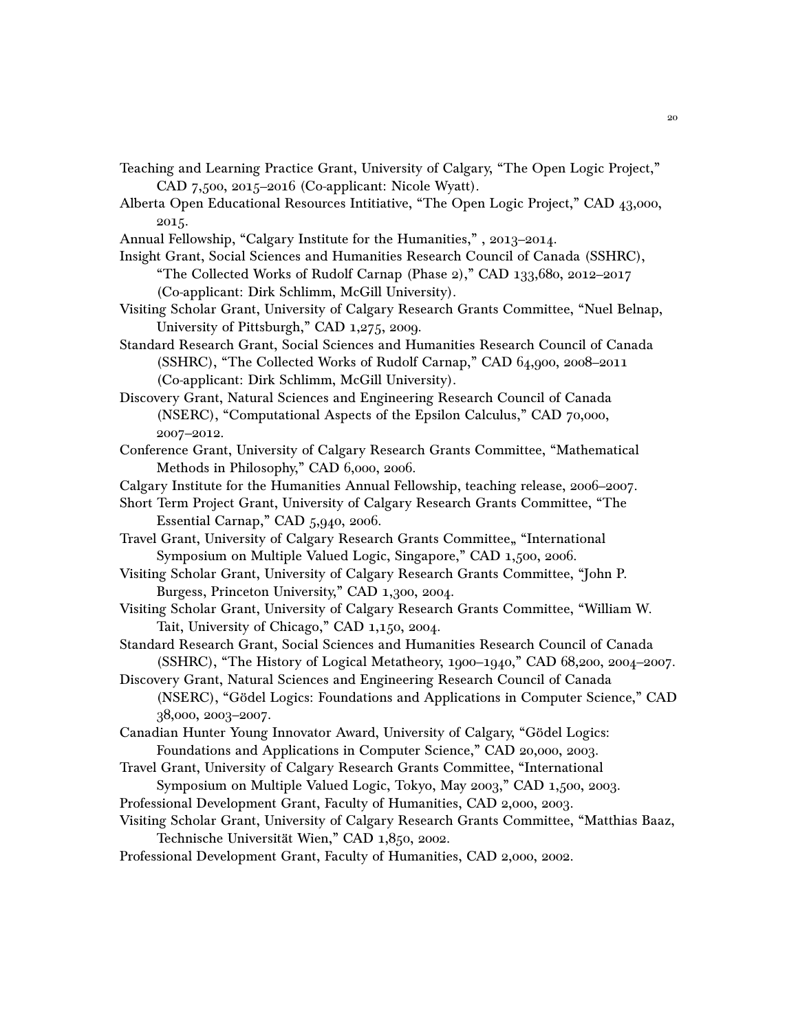Teaching and Learning Practice Grant, University of Calgary, "The Open Logic Project," CAD 7,500, 2015–2016 (Co-applicant: Nicole Wyatt).

Alberta Open Educational Resources Intitiative, "The Open Logic Project," CAD 43,000, 2015.

Annual Fellowship, "Calgary Institute for the Humanities," , 2013–2014.

Insight Grant, Social Sciences and Humanities Research Council of Canada (SSHRC), "The Collected Works of Rudolf Carnap (Phase 2)," CAD 133,680, 2012–2017 (Co-applicant: Dirk Schlimm, McGill University).

Visiting Scholar Grant, University of Calgary Research Grants Committee, "Nuel Belnap, University of Pittsburgh," CAD 1,275, 2009.

Standard Research Grant, Social Sciences and Humanities Research Council of Canada (SSHRC), "The Collected Works of Rudolf Carnap," CAD 64,900, 2008–2011 (Co-applicant: Dirk Schlimm, McGill University).

Discovery Grant, Natural Sciences and Engineering Research Council of Canada (NSERC), "Computational Aspects of the Epsilon Calculus," CAD 70,000, 2007–2012.

Conference Grant, University of Calgary Research Grants Committee, "Mathematical Methods in Philosophy," CAD 6,000, 2006.

Calgary Institute for the Humanities Annual Fellowship, teaching release, 2006–2007.

Short Term Project Grant, University of Calgary Research Grants Committee, "The Essential Carnap," CAD 5,940, 2006.

Travel Grant, University of Calgary Research Grants Committee„ "International Symposium on Multiple Valued Logic, Singapore," CAD 1,500, 2006.

Visiting Scholar Grant, University of Calgary Research Grants Committee, "John P. Burgess, Princeton University," CAD 1,300, 2004.

Visiting Scholar Grant, University of Calgary Research Grants Committee, "William W. Tait, University of Chicago," CAD 1,150, 2004.

Standard Research Grant, Social Sciences and Humanities Research Council of Canada (SSHRC), "The History of Logical Metatheory, 1900–1940," CAD 68,200, 2004–2007.

Discovery Grant, Natural Sciences and Engineering Research Council of Canada (NSERC), "Gödel Logics: Foundations and Applications in Computer Science," CAD 38,000, 2003–2007.

Canadian Hunter Young Innovator Award, University of Calgary, "Gödel Logics: Foundations and Applications in Computer Science," CAD 20,000, 2003.

Travel Grant, University of Calgary Research Grants Committee, "International Symposium on Multiple Valued Logic, Tokyo, May 2003," CAD 1,500, 2003.

Professional Development Grant, Faculty of Humanities, CAD 2,000, 2003.

Visiting Scholar Grant, University of Calgary Research Grants Committee, "Matthias Baaz, Technische Universität Wien," CAD 1,850, 2002.

Professional Development Grant, Faculty of Humanities, CAD 2,000, 2002.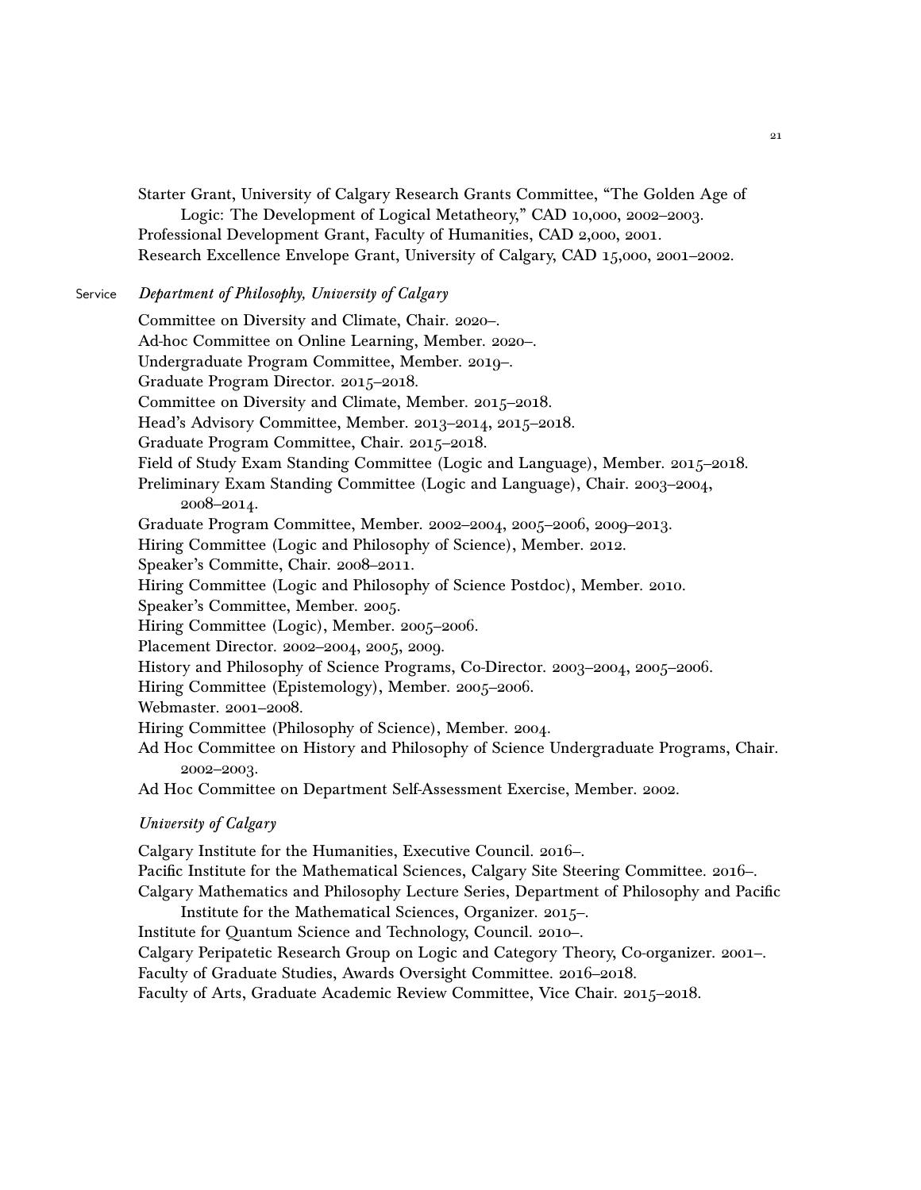Starter Grant, University of Calgary Research Grants Committee, "The Golden Age of Logic: The Development of Logical Metatheory," CAD 10,000, 2002–2003.
Professional Development Grant, Faculty of Humanities, CAD 2,000, 2001.
Research Excellence Envelope Grant, University of Calgary, CAD 15,000, 2001–2002.

## Service

*Department of Philosophy, University of Calgary*

Committee on Diversity and Climate, Chair. 2020–.
Ad-hoc Committee on Online Learning, Member. 2020–.
Undergraduate Program Committee, Member. 2019–.
Graduate Program Director. 2015–2018.
Committee on Diversity and Climate, Member. 2015–2018.
Head's Advisory Committee, Member. 2013–2014, 2015–2018.
Graduate Program Committee, Chair. 2015–2018.
Field of Study Exam Standing Committee (Logic and Language), Member. 2015–2018.
Preliminary Exam Standing Committee (Logic and Language), Chair. 2003–2004, 2008–2014.
Graduate Program Committee, Member. 2002–2004, 2005–2006, 2009–2013.
Hiring Committee (Logic and Philosophy of Science), Member. 2012.
Speaker's Committe, Chair. 2008–2011.
Hiring Committee (Logic and Philosophy of Science Postdoc), Member. 2010.
Speaker's Committee, Member. 2005.
Hiring Committee (Logic), Member. 2005–2006.
Placement Director. 2002–2004, 2005, 2009.
History and Philosophy of Science Programs, Co-Director. 2003–2004, 2005–2006.
Hiring Committee (Epistemology), Member. 2005–2006.
Webmaster. 2001–2008.
Hiring Committee (Philosophy of Science), Member. 2004.
Ad Hoc Committee on History and Philosophy of Science Undergraduate Programs, Chair. 2002–2003.
Ad Hoc Committee on Department Self-Assessment Exercise, Member. 2002.

*University of Calgary*

Calgary Institute for the Humanities, Executive Council. 2016–.
Pacific Institute for the Mathematical Sciences, Calgary Site Steering Committee. 2016–.
Calgary Mathematics and Philosophy Lecture Series, Department of Philosophy and Pacific Institute for the Mathematical Sciences, Organizer. 2015–.
Institute for Quantum Science and Technology, Council. 2010–.
Calgary Peripatetic Research Group on Logic and Category Theory, Co-organizer. 2001–.
Faculty of Graduate Studies, Awards Oversight Committee. 2016–2018.
Faculty of Arts, Graduate Academic Review Committee, Vice Chair. 2015–2018.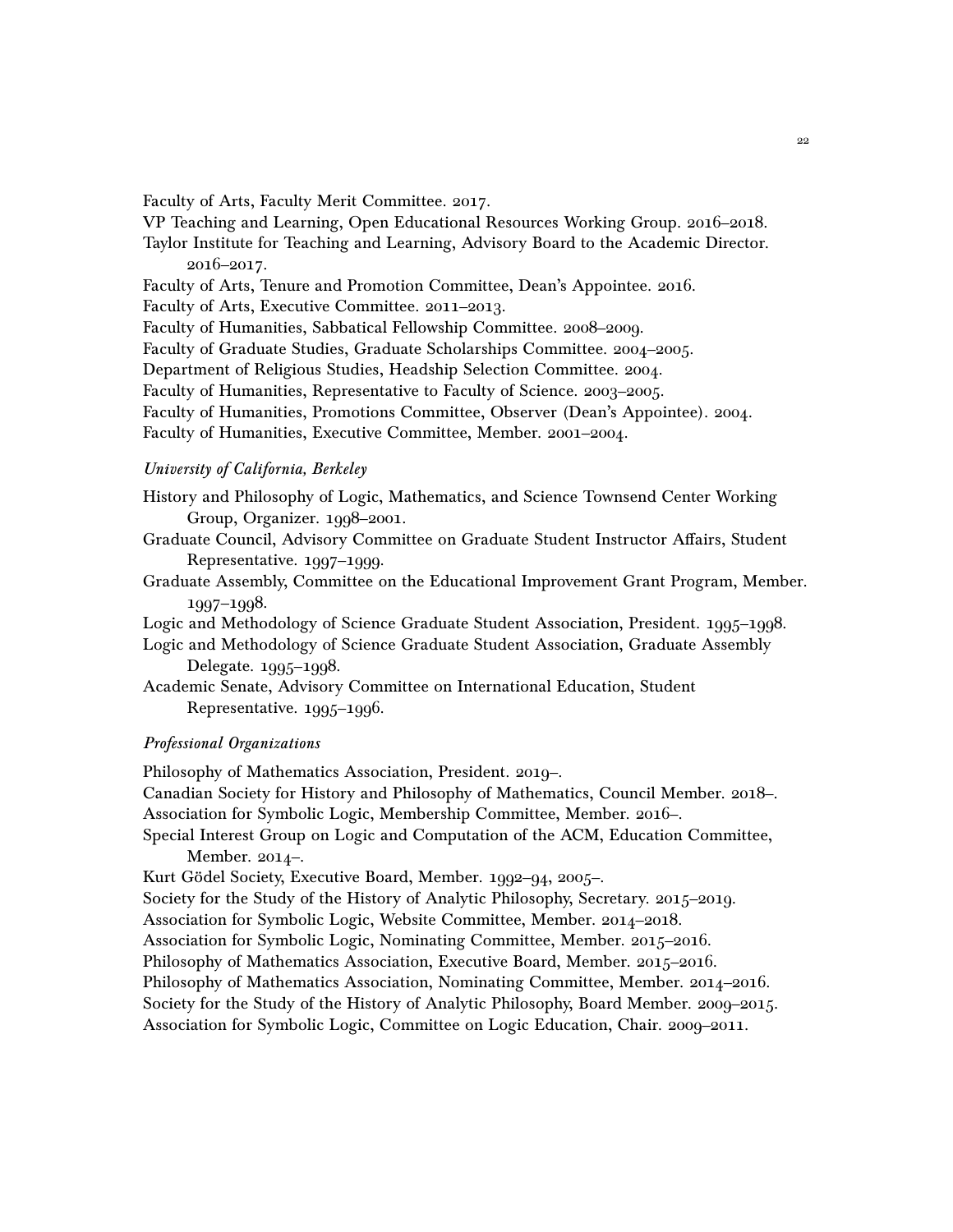Faculty of Arts, Faculty Merit Committee. 2017.

VP Teaching and Learning, Open Educational Resources Working Group. 2016–2018.

Taylor Institute for Teaching and Learning, Advisory Board to the Academic Director. 2016–2017.

Faculty of Arts, Tenure and Promotion Committee, Dean's Appointee. 2016.

Faculty of Arts, Executive Committee. 2011–2013.

Faculty of Humanities, Sabbatical Fellowship Committee. 2008–2009.

Faculty of Graduate Studies, Graduate Scholarships Committee. 2004–2005.

Department of Religious Studies, Headship Selection Committee. 2004.

Faculty of Humanities, Representative to Faculty of Science. 2003–2005.

Faculty of Humanities, Promotions Committee, Observer (Dean's Appointee). 2004.

Faculty of Humanities, Executive Committee, Member. 2001–2004.

### *University of California, Berkeley*

History and Philosophy of Logic, Mathematics, and Science Townsend Center Working Group, Organizer. 1998–2001.

Graduate Council, Advisory Committee on Graduate Student Instructor Affairs, Student Representative. 1997–1999.

Graduate Assembly, Committee on the Educational Improvement Grant Program, Member. 1997–1998.

Logic and Methodology of Science Graduate Student Association, President. 1995–1998.

Logic and Methodology of Science Graduate Student Association, Graduate Assembly Delegate. 1995–1998.

Academic Senate, Advisory Committee on International Education, Student Representative. 1995–1996.

### *Professional Organizations*

Philosophy of Mathematics Association, President. 2019–.

Canadian Society for History and Philosophy of Mathematics, Council Member. 2018–.

Association for Symbolic Logic, Membership Committee, Member. 2016–.

Special Interest Group on Logic and Computation of the ACM, Education Committee, Member. 2014–.

Kurt Gödel Society, Executive Board, Member. 1992–94, 2005–.

Society for the Study of the History of Analytic Philosophy, Secretary. 2015–2019.

Association for Symbolic Logic, Website Committee, Member. 2014–2018.

Association for Symbolic Logic, Nominating Committee, Member. 2015–2016.

Philosophy of Mathematics Association, Executive Board, Member. 2015–2016.

Philosophy of Mathematics Association, Nominating Committee, Member. 2014–2016.

Society for the Study of the History of Analytic Philosophy, Board Member. 2009–2015.

Association for Symbolic Logic, Committee on Logic Education, Chair. 2009–2011.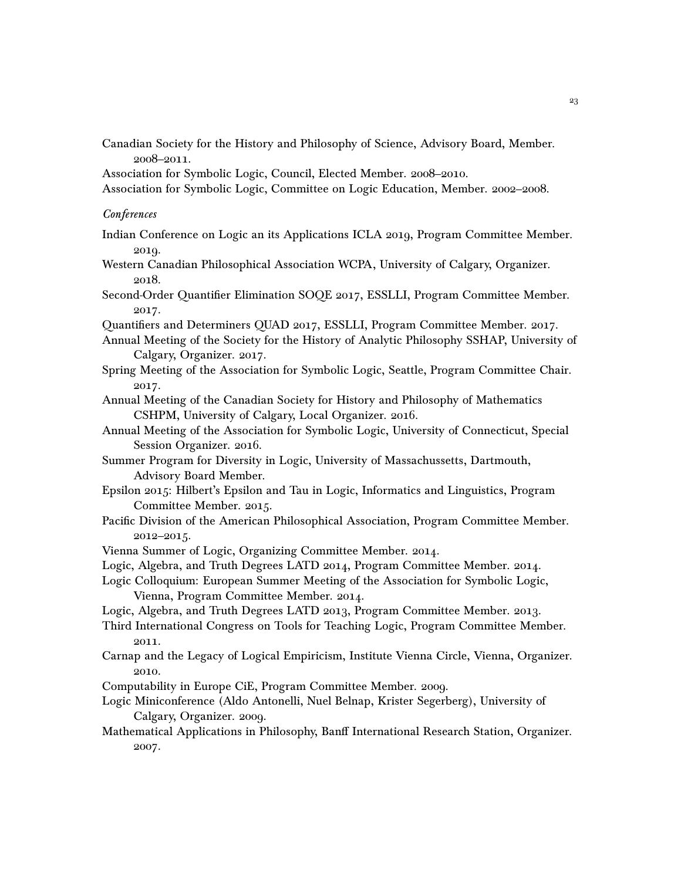Canadian Society for the History and Philosophy of Science, Advisory Board, Member. 2008–2011.

Association for Symbolic Logic, Council, Elected Member. 2008–2010.

Association for Symbolic Logic, Committee on Logic Education, Member. 2002–2008.

*Conferences*

Indian Conference on Logic an its Applications ICLA 2019, Program Committee Member. 2019.

Western Canadian Philosophical Association WCPA, University of Calgary, Organizer. 2018.

Second-Order Quantifier Elimination SOQE 2017, ESSLLI, Program Committee Member. 2017.

Quantifiers and Determiners QUAD 2017, ESSLLI, Program Committee Member. 2017.

Annual Meeting of the Society for the History of Analytic Philosophy SSHAP, University of Calgary, Organizer. 2017.

Spring Meeting of the Association for Symbolic Logic, Seattle, Program Committee Chair. 2017.

Annual Meeting of the Canadian Society for History and Philosophy of Mathematics CSHPM, University of Calgary, Local Organizer. 2016.

Annual Meeting of the Association for Symbolic Logic, University of Connecticut, Special Session Organizer. 2016.

Summer Program for Diversity in Logic, University of Massachussetts, Dartmouth, Advisory Board Member.

Epsilon 2015: Hilbert's Epsilon and Tau in Logic, Informatics and Linguistics, Program Committee Member. 2015.

Pacific Division of the American Philosophical Association, Program Committee Member. 2012–2015.

Vienna Summer of Logic, Organizing Committee Member. 2014.

Logic, Algebra, and Truth Degrees LATD 2014, Program Committee Member. 2014.

Logic Colloquium: European Summer Meeting of the Association for Symbolic Logic, Vienna, Program Committee Member. 2014.

Logic, Algebra, and Truth Degrees LATD 2013, Program Committee Member. 2013.

Third International Congress on Tools for Teaching Logic, Program Committee Member. 2011.

Carnap and the Legacy of Logical Empiricism, Institute Vienna Circle, Vienna, Organizer. 2010.

Computability in Europe CiE, Program Committee Member. 2009.

Logic Miniconference (Aldo Antonelli, Nuel Belnap, Krister Segerberg), University of Calgary, Organizer. 2009.

Mathematical Applications in Philosophy, Banff International Research Station, Organizer. 2007.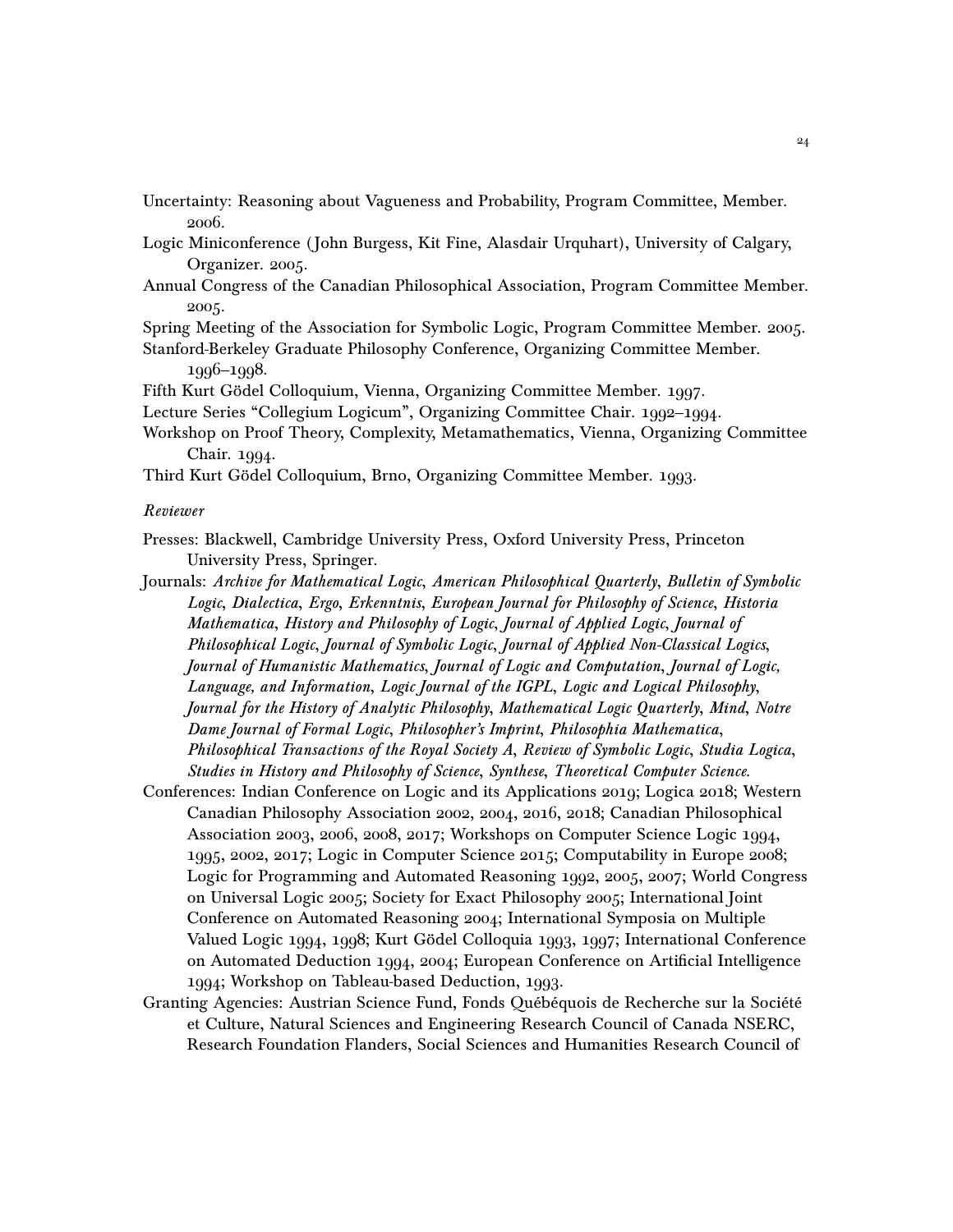Uncertainty: Reasoning about Vagueness and Probability, Program Committee, Member. 2006.

Logic Miniconference (John Burgess, Kit Fine, Alasdair Urquhart), University of Calgary, Organizer. 2005.

Annual Congress of the Canadian Philosophical Association, Program Committee Member. 2005.

Spring Meeting of the Association for Symbolic Logic, Program Committee Member. 2005.

Stanford-Berkeley Graduate Philosophy Conference, Organizing Committee Member. 1996–1998.

Fifth Kurt Gödel Colloquium, Vienna, Organizing Committee Member. 1997.

Lecture Series "Collegium Logicum", Organizing Committee Chair. 1992–1994.

Workshop on Proof Theory, Complexity, Metamathematics, Vienna, Organizing Committee Chair. 1994.

Third Kurt Gödel Colloquium, Brno, Organizing Committee Member. 1993.

*Reviewer*

Presses: Blackwell, Cambridge University Press, Oxford University Press, Princeton University Press, Springer.

Journals: *Archive for Mathematical Logic*, *American Philosophical Quarterly*, *Bulletin of Symbolic Logic*, *Dialectica*, *Ergo*, *Erkenntnis*, *European Journal for Philosophy of Science*, *Historia Mathematica*, *History and Philosophy of Logic*, *Journal of Applied Logic*, *Journal of Philosophical Logic*, *Journal of Symbolic Logic*, *Journal of Applied Non-Classical Logics*, *Journal of Humanistic Mathematics*, *Journal of Logic and Computation*, *Journal of Logic, Language, and Information*, *Logic Journal of the IGPL*, *Logic and Logical Philosophy*, *Journal for the History of Analytic Philosophy*, *Mathematical Logic Quarterly*, *Mind*, *Notre Dame Journal of Formal Logic*, *Philosopher's Imprint*, *Philosophia Mathematica*, *Philosophical Transactions of the Royal Society A*, *Review of Symbolic Logic*, *Studia Logica*, *Studies in History and Philosophy of Science*, *Synthese*, *Theoretical Computer Science*.

Conferences: Indian Conference on Logic and its Applications 2019; Logica 2018; Western Canadian Philosophy Association 2002, 2004, 2016, 2018; Canadian Philosophical Association 2003, 2006, 2008, 2017; Workshops on Computer Science Logic 1994, 1995, 2002, 2017; Logic in Computer Science 2015; Computability in Europe 2008; Logic for Programming and Automated Reasoning 1992, 2005, 2007; World Congress on Universal Logic 2005; Society for Exact Philosophy 2005; International Joint Conference on Automated Reasoning 2004; International Symposia on Multiple Valued Logic 1994, 1998; Kurt Gödel Colloquia 1993, 1997; International Conference on Automated Deduction 1994, 2004; European Conference on Artificial Intelligence 1994; Workshop on Tableau-based Deduction, 1993.

Granting Agencies: Austrian Science Fund, Fonds Québéquois de Recherche sur la Société et Culture, Natural Sciences and Engineering Research Council of Canada NSERC, Research Foundation Flanders, Social Sciences and Humanities Research Council of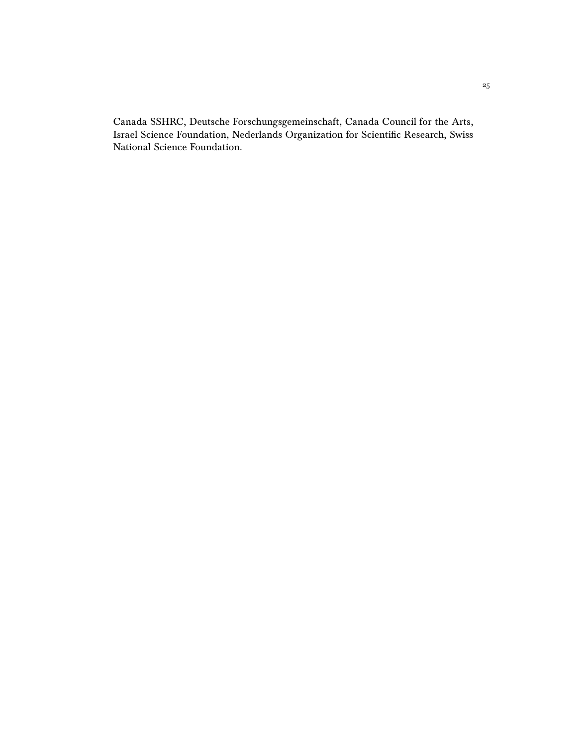Canada SSHRC, Deutsche Forschungsgemeinschaft, Canada Council for the Arts, Israel Science Foundation, Nederlands Organization for Scientific Research, Swiss National Science Foundation.